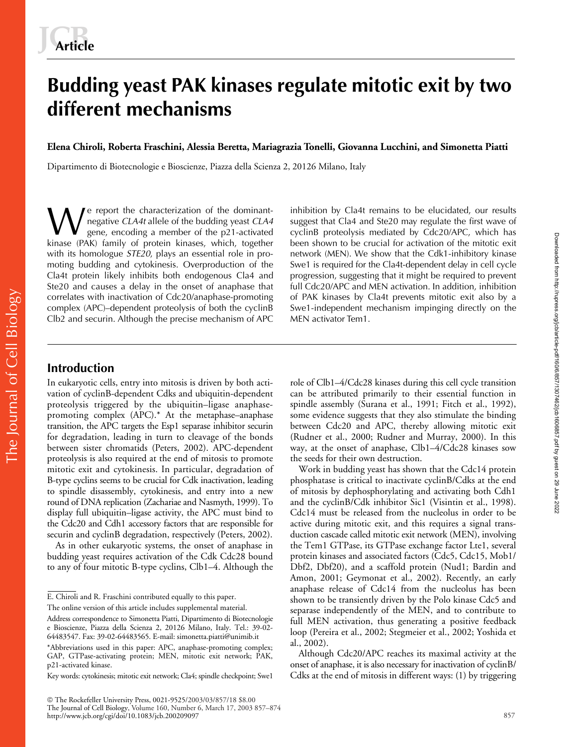Article

# Budding yeast PAK kinases regulate mitotic exit by two different mechanisms

**Elena Chiroli, Roberta Fraschini, Alessia Beretta, Mariagrazia Tonelli, Giovanna Lucchini, and Simonetta Piatti**

Dipartimento di Biotecnologie e Bioscienze, Piazza della Scienza 2, 20126 Milano, Italy

We report the characterization of the dominant-negative *CLA4t* allele of the budding yeast *CLA4* gene, encoding a member of the p21-activated kinase (PAK) family of protein kinases, which, together with its homologue *STE20*, plays an essential role in promoting budding and cytokinesis. Overproduction of the Cla4t protein likely inhibits both endogenous Cla4 and Ste20 and causes a delay in the onset of anaphase that correlates with inactivation of Cdc20/anaphase-promoting complex (APC)–dependent proteolysis of both the cyclinB Clb2 and securin. Although the precise mechanism of APC inhibition by Cla4t remains to be elucidated, our results suggest that Cla4 and Ste20 may regulate the first wave of cyclinB proteolysis mediated by Cdc20/APC, which has been shown to be crucial for activation of the mitotic exit network (MEN). We show that the Cdk1-inhibitory kinase Swe1 is required for the Cla4t-dependent delay in cell cycle progression, suggesting that it might be required to prevent full Cdc20/APC and MEN activation. In addition, inhibition of PAK kinases by Cla4t prevents mitotic exit also by a Swe1-independent mechanism impinging directly on the MEN activator Tem1.

## Introduction

In eukaryotic cells, entry into mitosis is driven by both activation of cyclinB-dependent Cdks and ubiquitin-dependent proteolysis triggered by the ubiquitin–ligase anaphase-promoting complex (APC).* At the metaphase–anaphase transition, the APC targets the Esp1 separase inhibitor securin for degradation, leading in turn to cleavage of the bonds between sister chromatids (Peters, 2002). APC-dependent proteolysis is also required at the end of mitosis to promote mitotic exit and cytokinesis. In particular, degradation of B-type cyclins seems to be crucial for Cdk inactivation, leading to spindle disassembly, cytokinesis, and entry into a new round of DNA replication (Zachariae and Nasmyth, 1999). To display full ubiquitin–ligase activity, the APC must bind to the Cdc20 and Cdh1 accessory factors that are responsible for securin and cyclinB degradation, respectively (Peters, 2002).

As in other eukaryotic systems, the onset of anaphase in budding yeast requires activation of the Cdk Cdc28 bound to any of four mitotic B-type cyclins, Clb1–4. Although the role of Clb1–4/Cdc28 kinases during this cell cycle transition can be attributed primarily to their essential function in spindle assembly (Surana et al., 1991; Fitch et al., 1992), some evidence suggests that they also stimulate the binding between Cdc20 and APC, thereby allowing mitotic exit (Rudner et al., 2000; Rudner and Murray, 2000). In this way, at the onset of anaphase, Clb1–4/Cdc28 kinases sow the seeds for their own destruction.

Work in budding yeast has shown that the Cdc14 protein phosphatase is critical to inactivate cyclinB/Cdks at the end of mitosis by dephosphorylating and activating both Cdh1 and the cyclinB/Cdk inhibitor Sic1 (Visintin et al., 1998). Cdc14 must be released from the nucleolus in order to be active during mitotic exit, and this requires a signal transduction cascade called mitotic exit network (MEN), involving the Tem1 GTPase, its GTPase exchange factor Lte1, several protein kinases and associated factors (Cdc5, Cdc15, Mob1/Dbf2, Dbf20), and a scaffold protein (Nud1; Bardin and Amon, 2001; Geymonat et al., 2002). Recently, an early anaphase release of Cdc14 from the nucleolus has been shown to be transiently driven by the Polo kinase Cdc5 and separase independently of the MEN, and to contribute to full MEN activation, thus generating a positive feedback loop (Pereira et al., 2002; Stegmeier et al., 2002; Yoshida et al., 2002).

Although Cdc20/APC reaches its maximal activity at the onset of anaphase, it is also necessary for inactivation of cyclinB/Cdks at the end of mitosis in different ways: (1) by triggering

E. Chiroli and R. Fraschini contributed equally to this paper.

The online version of this article includes supplemental material.

Address correspondence to Simonetta Piatti, Dipartimento di Biotecnologie e Bioscienze, Piazza della Scienza 2, 20126 Milano, Italy. Tel.: 39-02-64483547. Fax: 39-02-64483565. E-mail: simonetta.piatti@unimib.it

*Abbreviations used in this paper: APC, anaphase-promoting complex; GAP, GTPase-activating protein; MEN, mitotic exit network; PAK, p21-activated kinase.

Key words: cytokinesis; mitotic exit network; Cla4; spindle checkpoint; Swe1

© The Rockefeller University Press, 0021-9525/2003/03/857/18 $8.00
The Journal of Cell Biology, Volume 160, Number 6, March 17, 2003 857–874
http://www.jcb.org/cgi/doi/10.1083/jcb.200209097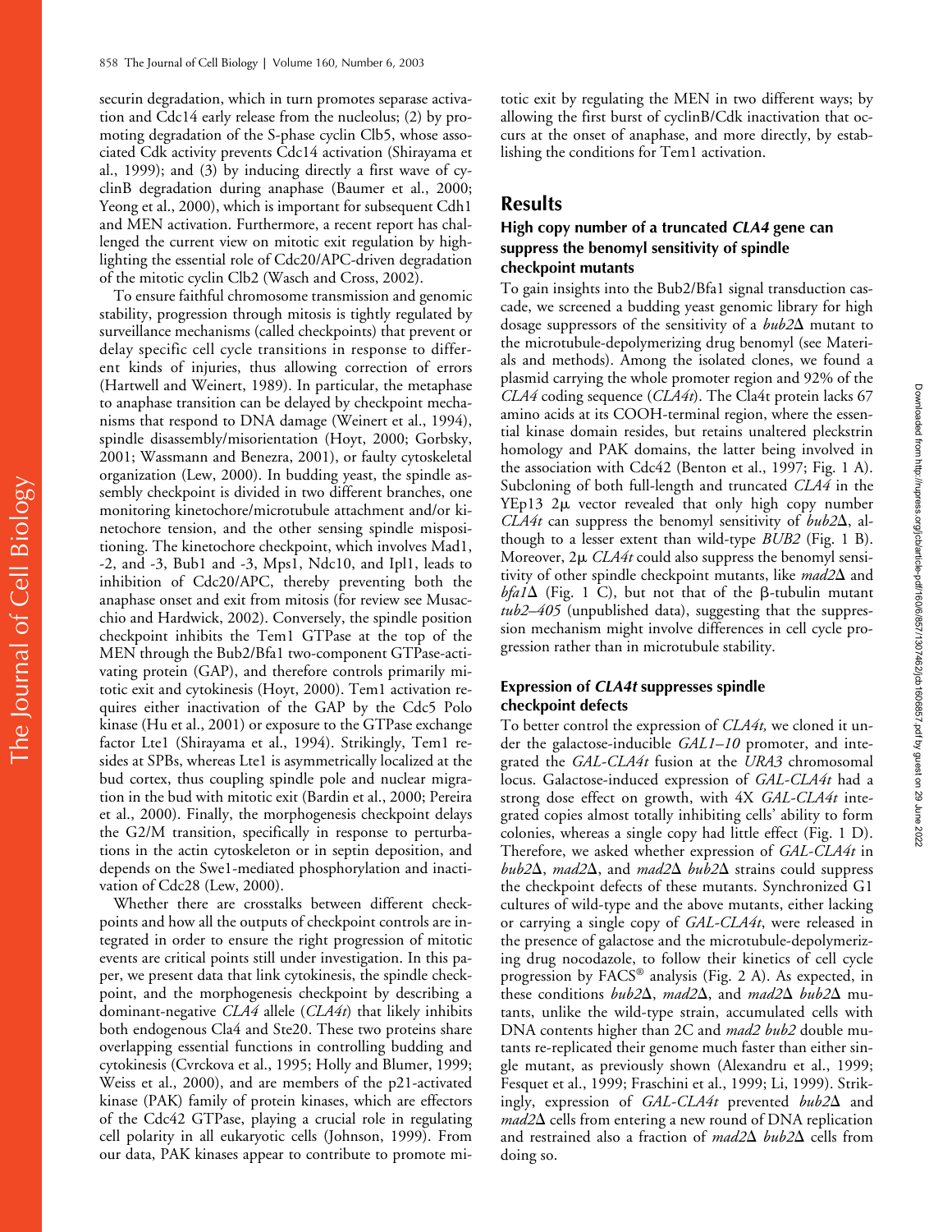securin degradation, which in turn promotes separase activation and Cdc14 early release from the nucleolus; (2) by promoting degradation of the S-phase cyclin Clb5, whose associated Cdk activity prevents Cdc14 activation (Shirayama et al., 1999); and (3) by inducing directly a first wave of cyclinB degradation during anaphase (Baumer et al., 2000; Yeong et al., 2000), which is important for subsequent Cdh1 and MEN activation. Furthermore, a recent report has challenged the current view on mitotic exit regulation by highlighting the essential role of Cdc20/APC-driven degradation of the mitotic cyclin Clb2 (Wasch and Cross, 2002).

To ensure faithful chromosome transmission and genomic stability, progression through mitosis is tightly regulated by surveillance mechanisms (called checkpoints) that prevent or delay specific cell cycle transitions in response to different kinds of injuries, thus allowing correction of errors (Hartwell and Weinert, 1989). In particular, the metaphase to anaphase transition can be delayed by checkpoint mechanisms that respond to DNA damage (Weinert et al., 1994), spindle disassembly/misorientation (Hoyt, 2000; Gorbsky, 2001; Wassmann and Benezra, 2001), or faulty cytoskeletal organization (Lew, 2000). In budding yeast, the spindle assembly checkpoint is divided in two different branches, one monitoring kinetochore/microtubule attachment and/or kinetochore tension, and the other sensing spindle mispositioning. The kinetochore checkpoint, which involves Mad1, -2, and -3, Bub1 and -3, Mps1, Ndc10, and Ipl1, leads to inhibition of Cdc20/APC, thereby preventing both the anaphase onset and exit from mitosis (for review see Musacchio and Hardwick, 2002). Conversely, the spindle position checkpoint inhibits the Tem1 GTPase at the top of the MEN through the Bub2/Bfa1 two-component GTPase-activating protein (GAP), and therefore controls primarily mitotic exit and cytokinesis (Hoyt, 2000). Tem1 activation requires either inactivation of the GAP by the Cdc5 Polo kinase (Hu et al., 2001) or exposure to the GTPase exchange factor Lte1 (Shirayama et al., 1994). Strikingly, Tem1 resides at SPBs, whereas Lte1 is asymmetrically localized at the bud cortex, thus coupling spindle pole and nuclear migration in the bud with mitotic exit (Bardin et al., 2000; Pereira et al., 2000). Finally, the morphogenesis checkpoint delays the G2/M transition, specifically in response to perturbations in the actin cytoskeleton or in septin deposition, and depends on the Swe1-mediated phosphorylation and inactivation of Cdc28 (Lew, 2000).

Whether there are crosstalks between different checkpoints and how all the outputs of checkpoint controls are integrated in order to ensure the right progression of mitotic events are critical points still under investigation. In this paper, we present data that link cytokinesis, the spindle checkpoint, and the morphogenesis checkpoint by describing a dominant-negative *CLA4* allele (*CLA4t*) that likely inhibits both endogenous Cla4 and Ste20. These two proteins share overlapping essential functions in controlling budding and cytokinesis (Cvrckova et al., 1995; Holly and Blumer, 1999; Weiss et al., 2000), and are members of the p21-activated kinase (PAK) family of protein kinases, which are effectors of the Cdc42 GTPase, playing a crucial role in regulating cell polarity in all eukaryotic cells (Johnson, 1999). From our data, PAK kinases appear to contribute to promote mitotic exit by regulating the MEN in two different ways; by allowing the first burst of cyclinB/Cdk inactivation that occurs at the onset of anaphase, and more directly, by establishing the conditions for Tem1 activation.

## Results

### High copy number of a truncated *CLA4* gene can suppress the benomyl sensitivity of spindle checkpoint mutants

To gain insights into the Bub2/Bfa1 signal transduction cascade, we screened a budding yeast genomic library for high dosage suppressors of the sensitivity of a *bub2Δ* mutant to the microtubule-depolymerizing drug benomyl (see Materials and methods). Among the isolated clones, we found a plasmid carrying the whole promoter region and 92% of the *CLA4* coding sequence (*CLA4t*). The Cla4t protein lacks 67 amino acids at its COOH-terminal region, where the essential kinase domain resides, but retains unaltered pleckstrin homology and PAK domains, the latter being involved in the association with Cdc42 (Benton et al., 1997; Fig. 1 A). Subcloning of both full-length and truncated *CLA4* in the YEp13 2μ vector revealed that only high copy number *CLA4t* can suppress the benomyl sensitivity of *bub2Δ*, although to a lesser extent than wild-type *BUB2* (Fig. 1 B). Moreover, 2μ *CLA4t* could also suppress the benomyl sensitivity of other spindle checkpoint mutants, like *mad2Δ* and *bfa1Δ* (Fig. 1 C), but not that of the β-tubulin mutant *tub2–405* (unpublished data), suggesting that the suppression mechanism might involve differences in cell cycle progression rather than in microtubule stability.

### Expression of *CLA4t* suppresses spindle checkpoint defects

To better control the expression of *CLA4t,* we cloned it under the galactose-inducible *GAL1–10* promoter, and integrated the *GAL-CLA4t* fusion at the *URA3* chromosomal locus. Galactose-induced expression of *GAL-CLA4t* had a strong dose effect on growth, with 4X *GAL-CLA4t* integrated copies almost totally inhibiting cells' ability to form colonies, whereas a single copy had little effect (Fig. 1 D). Therefore, we asked whether expression of *GAL-CLA4t* in *bub2Δ*, *mad2Δ*, and *mad2Δ bub2Δ* strains could suppress the checkpoint defects of these mutants. Synchronized G1 cultures of wild-type and the above mutants, either lacking or carrying a single copy of *GAL-CLA4t*, were released in the presence of galactose and the microtubule-depolymerizing drug nocodazole, to follow their kinetics of cell cycle progression by FACS® analysis (Fig. 2 A). As expected, in these conditions *bub2Δ*, *mad2Δ*, and *mad2Δ bub2Δ* mutants, unlike the wild-type strain, accumulated cells with DNA contents higher than 2C and *mad2 bub2* double mutants re-replicated their genome much faster than either single mutant, as previously shown (Alexandru et al., 1999; Fesquet et al., 1999; Fraschini et al., 1999; Li, 1999). Strikingly, expression of *GAL-CLA4t* prevented *bub2Δ* and *mad2Δ* cells from entering a new round of DNA replication and restrained also a fraction of *mad2Δ bub2Δ* cells from doing so.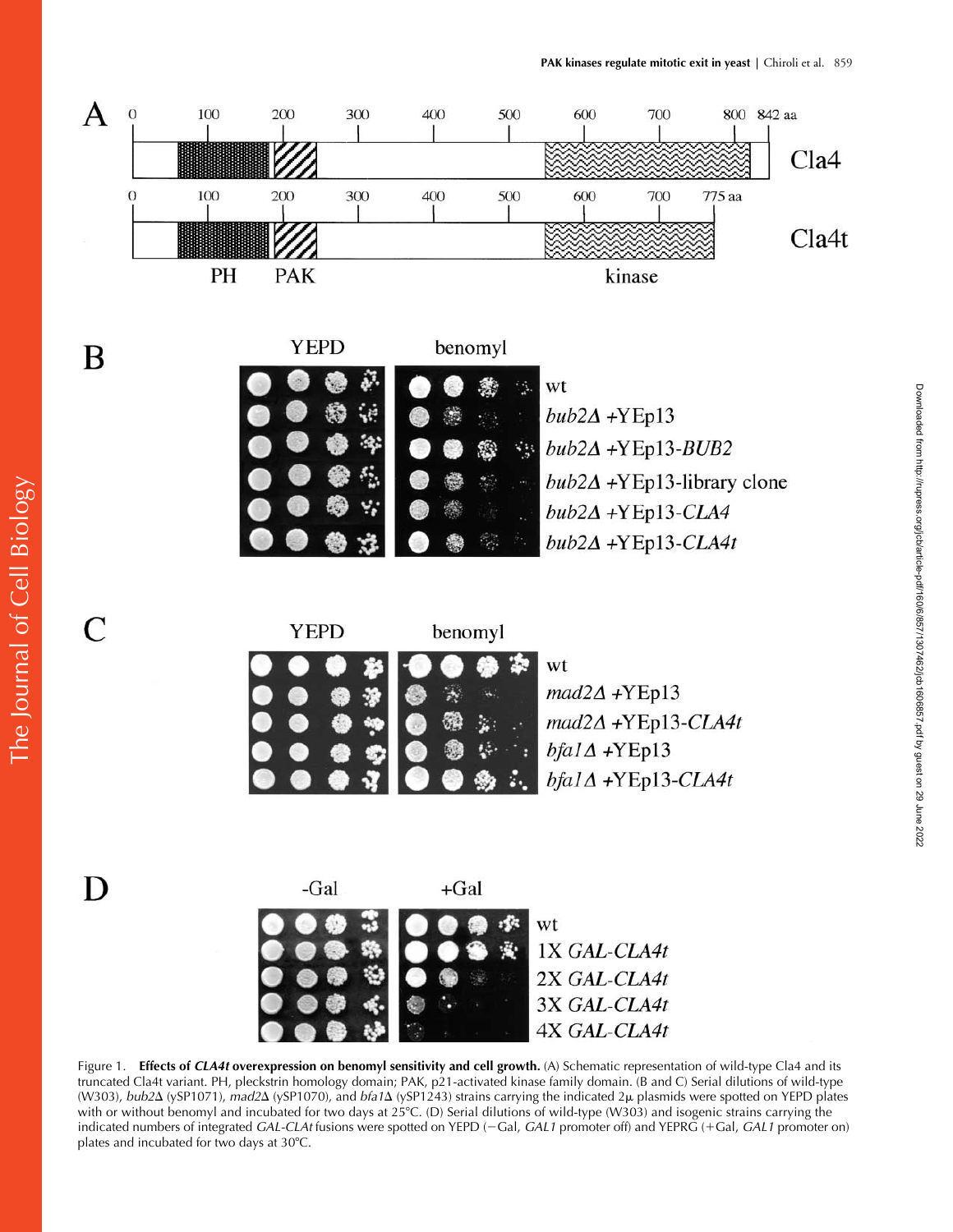Figure 1. **Effects of *CLA4t* overexpression on benomyl sensitivity and cell growth.** (A) Schematic representation of wild-type Cla4 and its truncated Cla4t variant. PH, pleckstrin homology domain; PAK, p21-activated kinase family domain. (B and C) Serial dilutions of wild-type (W303), *bub2Δ* (ySP1071), *mad2Δ* (ySP1070), and *bfa1Δ* (ySP1243) strains carrying the indicated 2μ plasmids were spotted on YEPD plates with or without benomyl and incubated for two days at 25°C. (D) Serial dilutions of wild-type (W303) and isogenic strains carrying the indicated numbers of integrated *GAL-CLA4t* fusions were spotted on YEPD (−Gal, *GAL1* promoter off) and YEPRG (+Gal, *GAL1* promoter on) plates and incubated for two days at 30°C.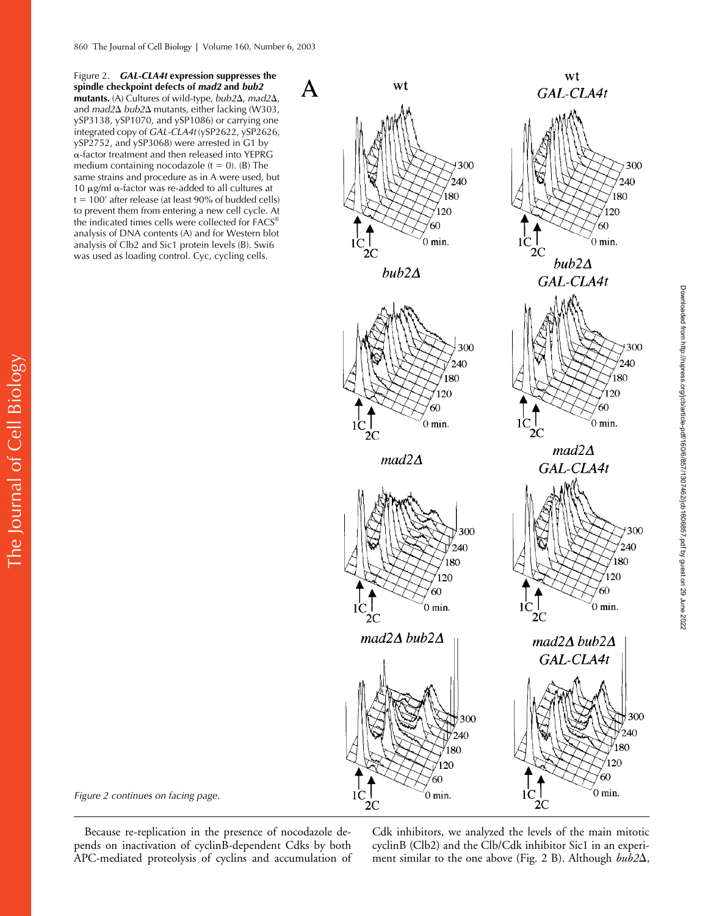Figure 2. ***GAL-CLA4t* expression suppresses the spindle checkpoint defects of *mad2* and *bub2* mutants.** (A) Cultures of wild-type, *bub2Δ*, *mad2Δ*, and *mad2Δ bub2Δ* mutants, either lacking (W303, ySP3138, ySP1070, and ySP1086) or carrying one integrated copy of *GAL-CLA4t* (ySP2622, ySP2626, ySP2752, and ySP3068) were arrested in G1 by α-factor treatment and then released into YEPRG medium containing nocodazole (t = 0). (B) The same strains and procedure as in A were used, but 10 μg/ml α-factor was re-added to all cultures at t = 100′ after release (at least 90% of budded cells) to prevent them from entering a new cell cycle. At the indicated times cells were collected for FACS® analysis of DNA contents (A) and for Western blot analysis of Clb2 and Sic1 protein levels (B). Swi6 was used as loading control. Cyc, cycling cells.

*Figure 2 continues on facing page.*

Because re-replication in the presence of nocodazole depends on inactivation of cyclinB-dependent Cdks by both APC-mediated proteolysis of cyclins and accumulation of Cdk inhibitors, we analyzed the levels of the main mitotic cyclinB (Clb2) and the Clb/Cdk inhibitor Sic1 in an experiment similar to the one above (Fig. 2 B). Although *bub2Δ*,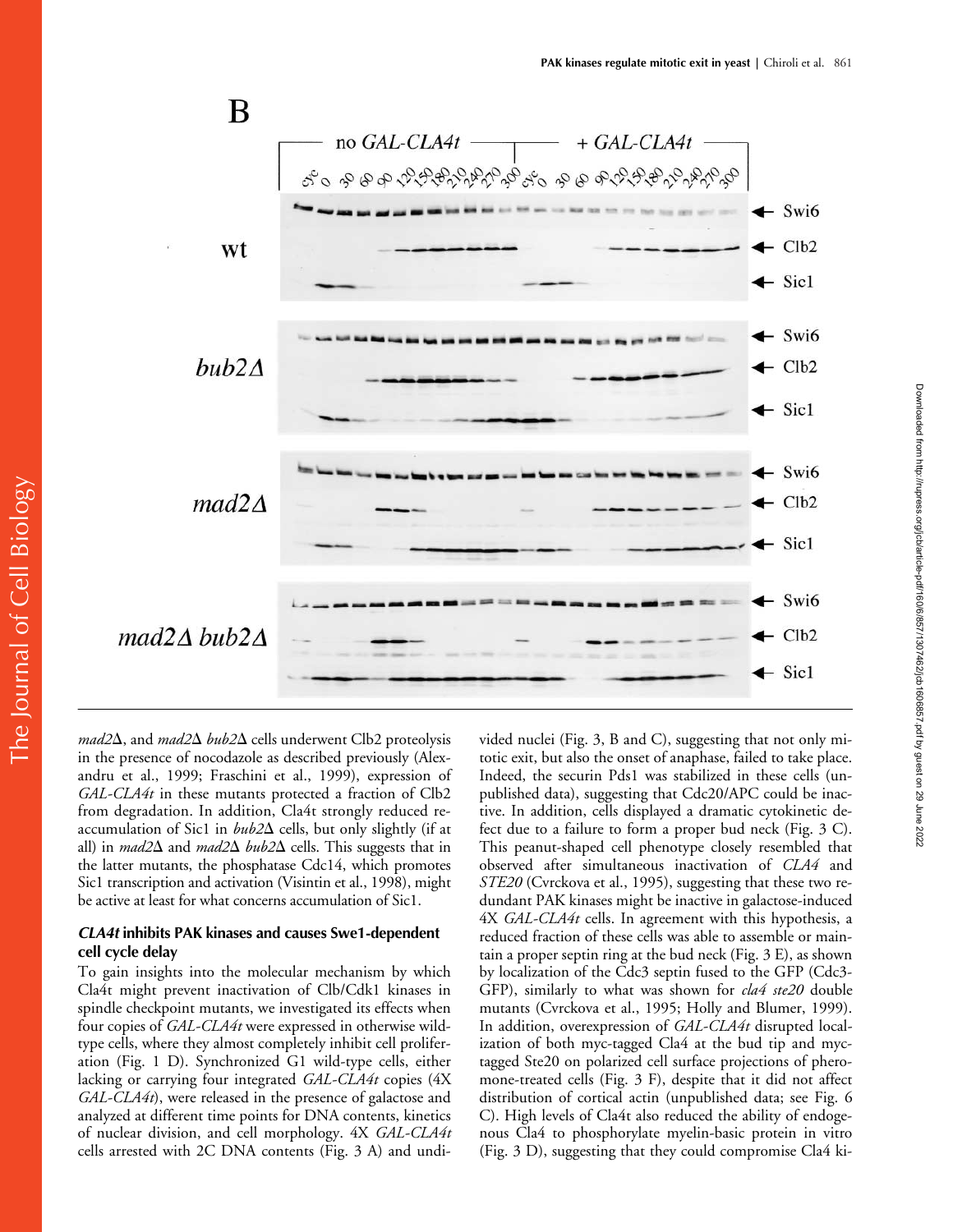*mad2*Δ, and *mad2*Δ *bub2*Δ cells underwent Clb2 proteolysis in the presence of nocodazole as described previously (Alexandru et al., 1999; Fraschini et al., 1999), expression of *GAL-CLA4t* in these mutants protected a fraction of Clb2 from degradation. In addition, Cla4t strongly reduced reaccumulation of Sic1 in *bub2*Δ cells, but only slightly (if at all) in *mad2*Δ and *mad2*Δ *bub2*Δ cells. This suggests that in the latter mutants, the phosphatase Cdc14, which promotes Sic1 transcription and activation (Visintin et al., 1998), might be active at least for what concerns accumulation of Sic1.

### *CLA4t* inhibits PAK kinases and causes Swe1-dependent cell cycle delay

To gain insights into the molecular mechanism by which Cla4t might prevent inactivation of Clb/Cdk1 kinases in spindle checkpoint mutants, we investigated its effects when four copies of *GAL-CLA4t* were expressed in otherwise wild-type cells, where they almost completely inhibit cell proliferation (Fig. 1 D). Synchronized G1 wild-type cells, either lacking or carrying four integrated *GAL-CLA4t* copies (4X *GAL-CLA4t*), were released in the presence of galactose and analyzed at different time points for DNA contents, kinetics of nuclear division, and cell morphology. 4X *GAL-CLA4t* cells arrested with 2C DNA contents (Fig. 3 A) and undivided nuclei (Fig. 3, B and C), suggesting that not only mitotic exit, but also the onset of anaphase, failed to take place. Indeed, the securin Pds1 was stabilized in these cells (unpublished data), suggesting that Cdc20/APC could be inactive. In addition, cells displayed a dramatic cytokinetic defect due to a failure to form a proper bud neck (Fig. 3 C). This peanut-shaped cell phenotype closely resembled that observed after simultaneous inactivation of *CLA4* and *STE20* (Cvrckova et al., 1995), suggesting that these two redundant PAK kinases might be inactive in galactose-induced 4X *GAL-CLA4t* cells. In agreement with this hypothesis, a reduced fraction of these cells was able to assemble or maintain a proper septin ring at the bud neck (Fig. 3 E), as shown by localization of the Cdc3 septin fused to the GFP (Cdc3-GFP), similarly to what was shown for *cla4 ste20* double mutants (Cvrckova et al., 1995; Holly and Blumer, 1999). In addition, overexpression of *GAL-CLA4t* disrupted localization of both myc-tagged Cla4 at the bud tip and myc-tagged Ste20 on polarized cell surface projections of pheromone-treated cells (Fig. 3 F), despite that it did not affect distribution of cortical actin (unpublished data; see Fig. 6 C). High levels of Cla4t also reduced the ability of endogenous Cla4 to phosphorylate myelin-basic protein in vitro (Fig. 3 D), suggesting that they could compromise Cla4 ki-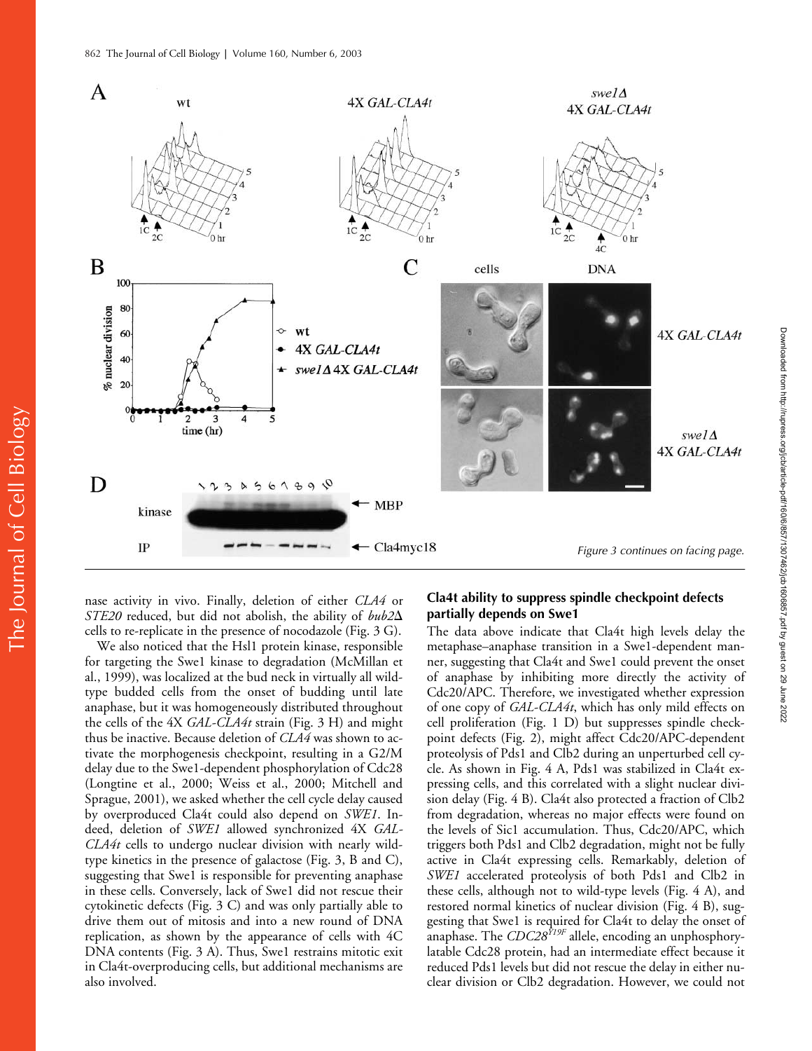Figure 3 continues on facing page.

nase activity in vivo. Finally, deletion of either *CLA4* or *STE20* reduced, but did not abolish, the ability of *bub2Δ* cells to re-replicate in the presence of nocodazole (Fig. 3 G).

We also noticed that the Hsl1 protein kinase, responsible for targeting the Swe1 kinase to degradation (McMillan et al., 1999), was localized at the bud neck in virtually all wild-type budded cells from the onset of budding until late anaphase, but it was homogeneously distributed throughout the cells of the 4X *GAL-CLA4t* strain (Fig. 3 H) and might thus be inactive. Because deletion of *CLA4* was shown to activate the morphogenesis checkpoint, resulting in a G2/M delay due to the Swe1-dependent phosphorylation of Cdc28 (Longtine et al., 2000; Weiss et al., 2000; Mitchell and Sprague, 2001), we asked whether the cell cycle delay caused by overproduced Cla4t could also depend on *SWE1*. Indeed, deletion of *SWE1* allowed synchronized 4X *GAL-CLA4t* cells to undergo nuclear division with nearly wild-type kinetics in the presence of galactose (Fig. 3, B and C), suggesting that Swe1 is responsible for preventing anaphase in these cells. Conversely, lack of Swe1 did not rescue their cytokinetic defects (Fig. 3 C) and was only partially able to drive them out of mitosis and into a new round of DNA replication, as shown by the appearance of cells with 4C DNA contents (Fig. 3 A). Thus, Swe1 restrains mitotic exit in Cla4t-overproducing cells, but additional mechanisms are also involved.

## Cla4t ability to suppress spindle checkpoint defects partially depends on Swe1

The data above indicate that Cla4t high levels delay the metaphase–anaphase transition in a Swe1-dependent manner, suggesting that Cla4t and Swe1 could prevent the onset of anaphase by inhibiting more directly the activity of Cdc20/APC. Therefore, we investigated whether expression of one copy of *GAL-CLA4t*, which has only mild effects on cell proliferation (Fig. 1 D) but suppresses spindle checkpoint defects (Fig. 2), might affect Cdc20/APC-dependent proteolysis of Pds1 and Clb2 during an unperturbed cell cycle. As shown in Fig. 4 A, Pds1 was stabilized in Cla4t expressing cells, and this correlated with a slight nuclear division delay (Fig. 4 B). Cla4t also protected a fraction of Clb2 from degradation, whereas no major effects were found on the levels of Sic1 accumulation. Thus, Cdc20/APC, which triggers both Pds1 and Clb2 degradation, might not be fully active in Cla4t expressing cells. Remarkably, deletion of *SWE1* accelerated proteolysis of both Pds1 and Clb2 in these cells, although not to wild-type levels (Fig. 4 A), and restored normal kinetics of nuclear division (Fig. 4 B), suggesting that Swe1 is required for Cla4t to delay the onset of anaphase. The *CDC28*$^{Y19F}$ allele, encoding an unphosphorylatable Cdc28 protein, had an intermediate effect because it reduced Pds1 levels but did not rescue the delay in either nuclear division or Clb2 degradation. However, we could not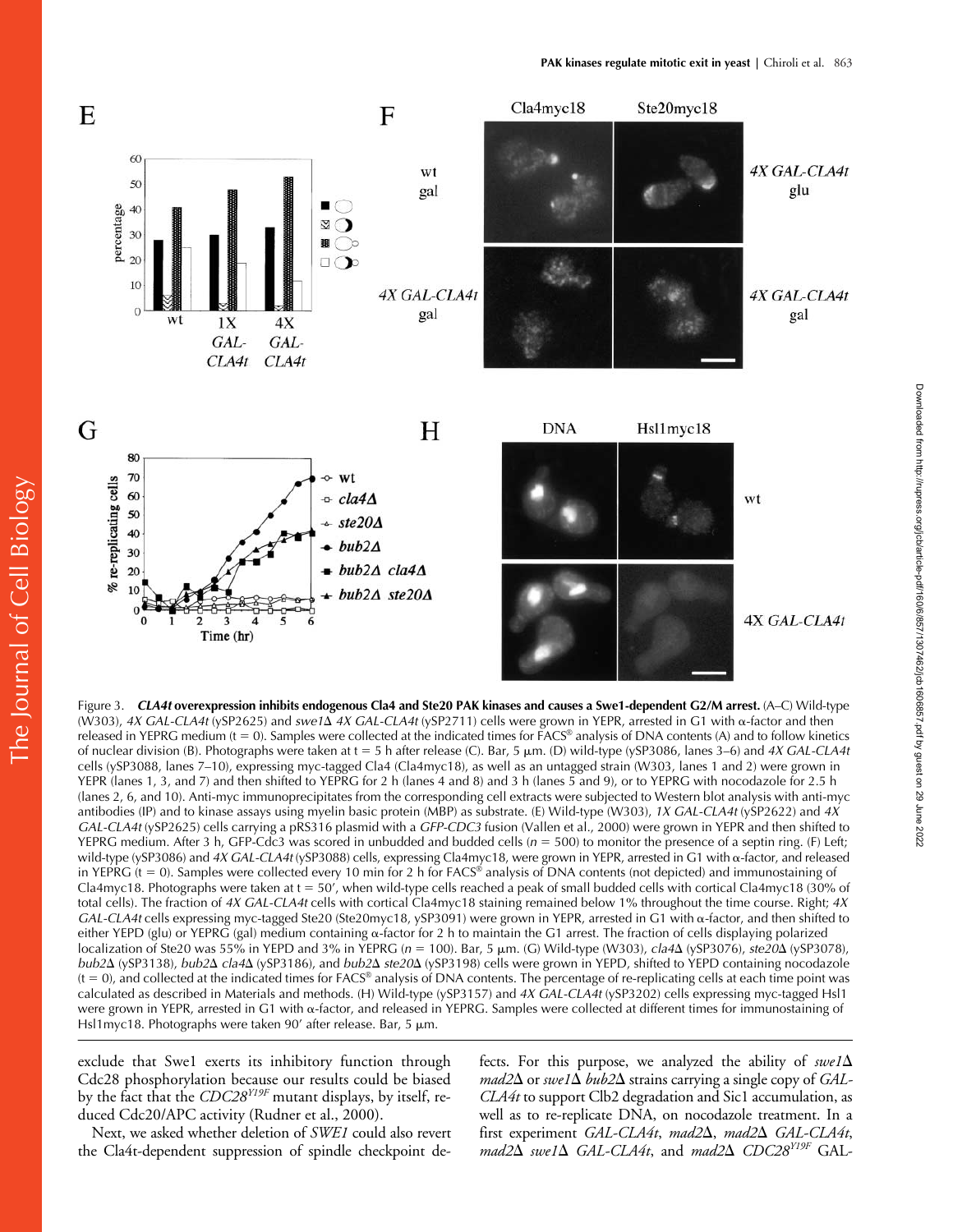Figure 3. ***CLA4t* overexpression inhibits endogenous Cla4 and Ste20 PAK kinases and causes a Swe1-dependent G2/M arrest.** (A–C) Wild-type (W303), *4X GAL-CLA4t* (ySP2625) and *swe1Δ 4X GAL-CLA4t* (ySP2711) cells were grown in YEPR, arrested in G1 with α-factor and then released in YEPRG medium (t = 0). Samples were collected at the indicated times for FACS® analysis of DNA contents (A) and to follow kinetics of nuclear division (B). Photographs were taken at t = 5 h after release (C). Bar, 5 μm. (D) wild-type (ySP3086, lanes 3–6) and *4X GAL-CLA4t* cells (ySP3088, lanes 7–10), expressing myc-tagged Cla4 (Cla4myc18), as well as an untagged strain (W303, lanes 1 and 2) were grown in YEPR (lanes 1, 3, and 7) and then shifted to YEPRG for 2 h (lanes 4 and 8) and 3 h (lanes 5 and 9), or to YEPRG with nocodazole for 2.5 h (lanes 2, 6, and 10). Anti-myc immunoprecipitates from the corresponding cell extracts were subjected to Western blot analysis with anti-myc antibodies (IP) and to kinase assays using myelin basic protein (MBP) as substrate. (E) Wild-type (W303), *1X GAL-CLA4t* (ySP2622) and *4X GAL-CLA4t* (ySP2625) cells carrying a pRS316 plasmid with a *GFP-CDC3* fusion (Vallen et al., 2000) were grown in YEPR and then shifted to YEPRG medium. After 3 h, GFP-Cdc3 was scored in unbudded and budded cells (n = 500) to monitor the presence of a septin ring. (F) Left; wild-type (ySP3086) and *4X GAL-CLA4t* (ySP3088) cells, expressing Cla4myc18, were grown in YEPR, arrested in G1 with α-factor, and released in YEPRG (t = 0). Samples were collected every 10 min for 2 h for FACS® analysis of DNA contents (not depicted) and immunostaining of Cla4myc18. Photographs were taken at t = 50′, when wild-type cells reached a peak of small budded cells with cortical Cla4myc18 (30% of total cells). The fraction of *4X GAL-CLA4t* cells with cortical Cla4myc18 staining remained below 1% throughout the time course. Right; *4X GAL-CLA4t* cells expressing myc-tagged Ste20 (Ste20myc18, ySP3091) were grown in YEPR, arrested in G1 with α-factor, and then shifted to either YEPD (glu) or YEPRG (gal) medium containing α-factor for 2 h to maintain the G1 arrest. The fraction of cells displaying polarized localization of Ste20 was 55% in YEPD and 3% in YEPRG (n = 100). Bar, 5 μm. (G) Wild-type (W303), *cla4Δ* (ySP3076), *ste20Δ* (ySP3078), *bub2Δ* (ySP3138), *bub2Δ cla4Δ* (ySP3186), and *bub2Δ ste20Δ* (ySP3198) cells were grown in YEPD, shifted to YEPD containing nocodazole (t = 0), and collected at the indicated times for FACS® analysis of DNA contents. The percentage of re-replicating cells at each time point was calculated as described in Materials and methods. (H) Wild-type (ySP3157) and *4X GAL-CLA4t* (ySP3202) cells expressing myc-tagged Hsl1 were grown in YEPR, arrested in G1 with α-factor, and released in YEPRG. Samples were collected at different times for immunostaining of Hsl1myc18. Photographs were taken 90′ after release. Bar, 5 μm.

exclude that Swe1 exerts its inhibitory function through Cdc28 phosphorylation because our results could be biased by the fact that the *CDC28*$^{Y19F}$ mutant displays, by itself, reduced Cdc20/APC activity (Rudner et al., 2000).

Next, we asked whether deletion of *SWE1* could also revert the Cla4t-dependent suppression of spindle checkpoint defects. For this purpose, we analyzed the ability of *swe1Δ mad2Δ* or *swe1Δ bub2Δ* strains carrying a single copy of *GAL-CLA4t* to support Clb2 degradation and Sic1 accumulation, as well as to re-replicate DNA, on nocodazole treatment. In a first experiment *GAL-CLA4t*, *mad2Δ*, *mad2Δ GAL-CLA4t*, *mad2Δ swe1Δ GAL-CLA4t*, and *mad2Δ CDC28*$^{Y19F}$ GAL-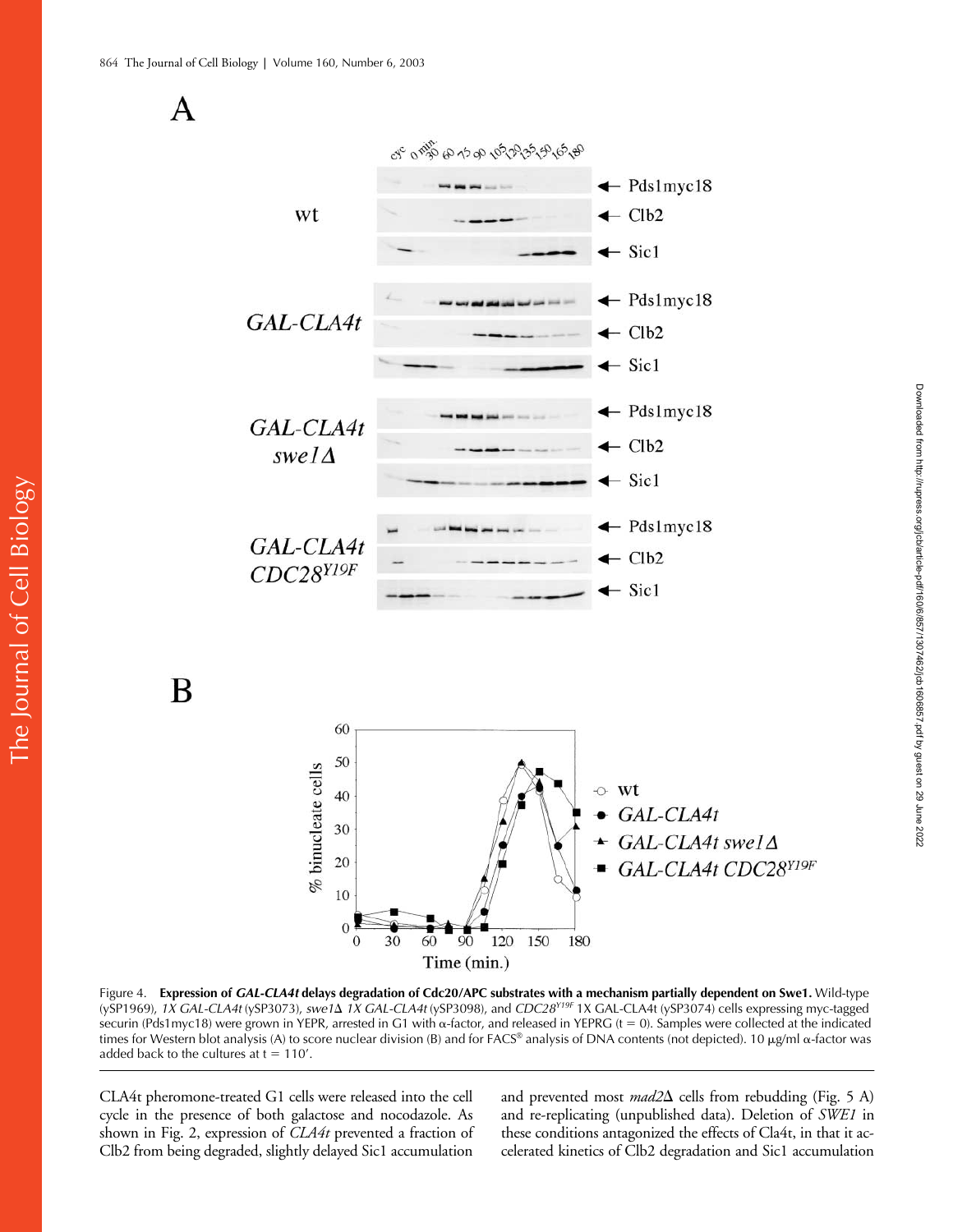Figure 4. **Expression of *GAL-CLA4t* delays degradation of Cdc20/APC substrates with a mechanism partially dependent on Swe1.** Wild-type (ySP1969), *1X GAL-CLA4t* (ySP3073), *swe1Δ 1X GAL-CLA4t* (ySP3098), and *CDC28*$^{Y19F}$ 1X GAL-CLA4t (ySP3074) cells expressing myc-tagged securin (Pds1myc18) were grown in YEPR, arrested in G1 with α-factor, and released in YEPRG (t = 0). Samples were collected at the indicated times for Western blot analysis (A) to score nuclear division (B) and for FACS® analysis of DNA contents (not depicted). 10 μg/ml α-factor was added back to the cultures at t = 110′.

CLA4t pheromone-treated G1 cells were released into the cell cycle in the presence of both galactose and nocodazole. As shown in Fig. 2, expression of *CLA4t* prevented a fraction of Clb2 from being degraded, slightly delayed Sic1 accumulation and prevented most *mad2Δ* cells from rebudding (Fig. 5 A) and re-replicating (unpublished data). Deletion of *SWE1* in these conditions antagonized the effects of Cla4t, in that it accelerated kinetics of Clb2 degradation and Sic1 accumulation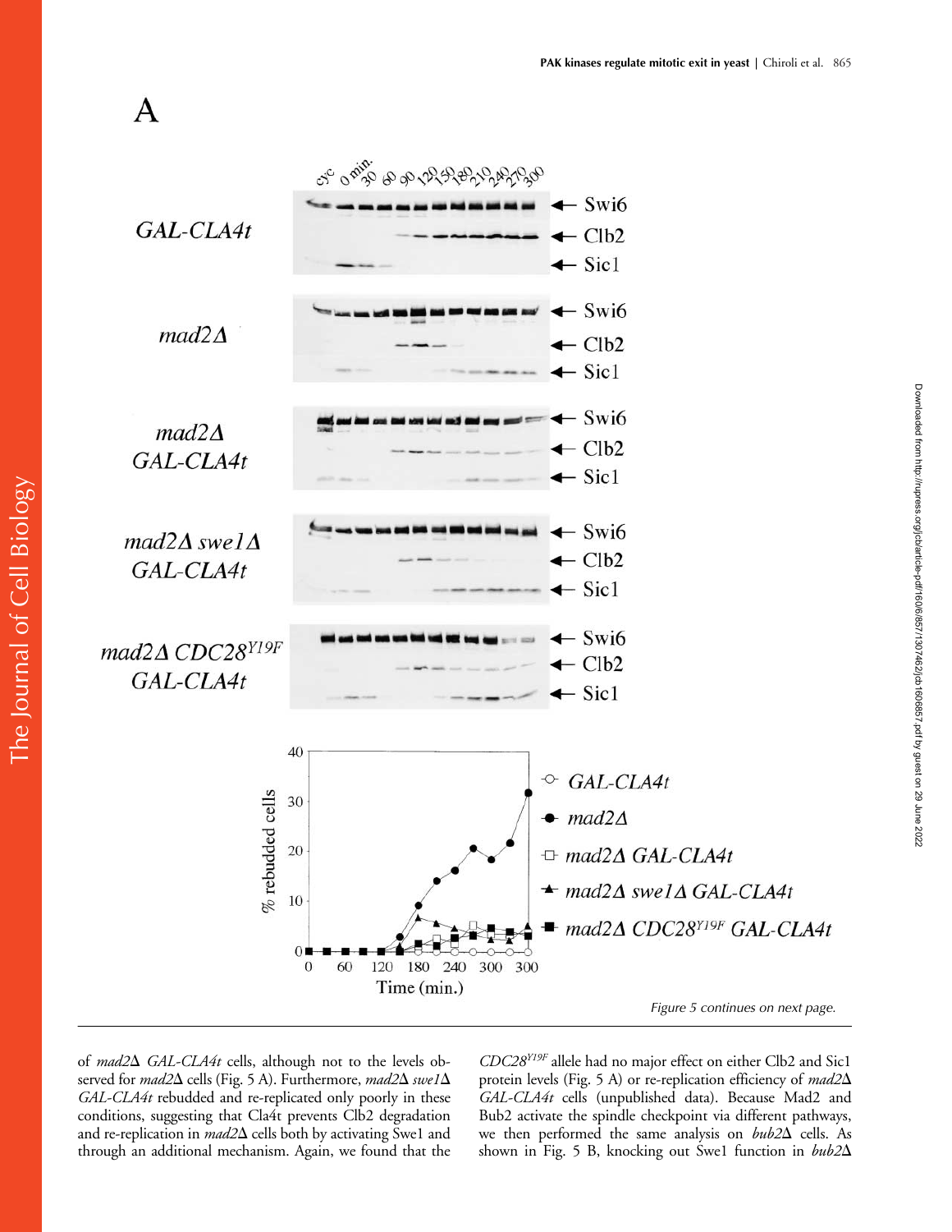A

Figure 5 continues on next page.

of *mad2Δ GAL-CLA4t* cells, although not to the levels observed for *mad2Δ* cells (Fig. 5 A). Furthermore, *mad2Δ swe1Δ GAL-CLA4t* rebudded and re-replicated only poorly in these conditions, suggesting that Cla4t prevents Clb2 degradation and re-replication in *mad2Δ* cells both by activating Swe1 and through an additional mechanism. Again, we found that the *CDC28*$^{Y19F}$ allele had no major effect on either Clb2 and Sic1 protein levels (Fig. 5 A) or re-replication efficiency of *mad2Δ GAL-CLA4t* cells (unpublished data). Because Mad2 and Bub2 activate the spindle checkpoint via different pathways, we then performed the same analysis on *bub2Δ* cells. As shown in Fig. 5 B, knocking out Swe1 function in *bub2Δ*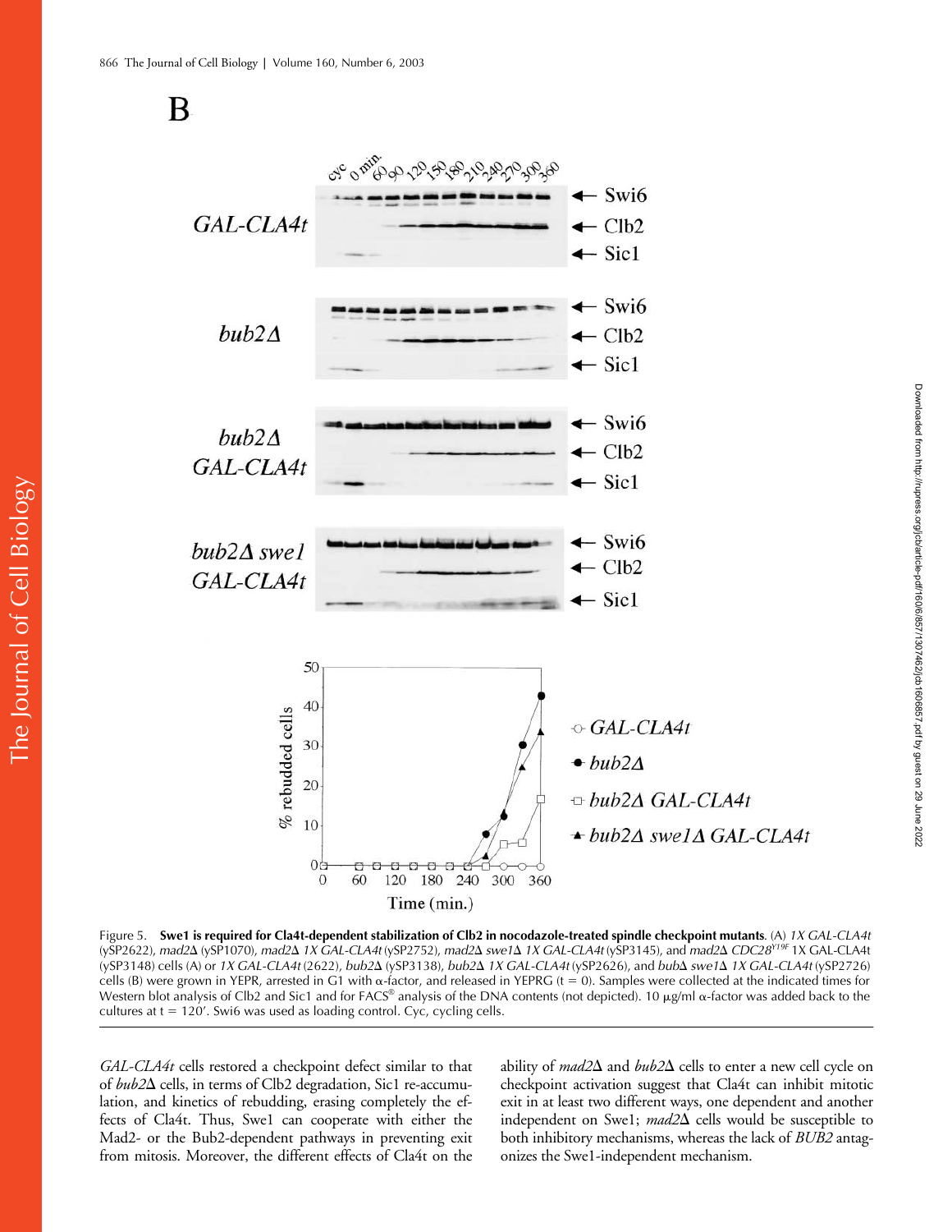Figure 5. **Swe1 is required for Cla4t-dependent stabilization of Clb2 in nocodazole-treated spindle checkpoint mutants.** (A) *1X GAL-CLA4t* (ySP2622), *mad2Δ* (ySP1070), *mad2Δ 1X GAL-CLA4t* (ySP2752), *mad2Δ swe1Δ 1X GAL-CLA4t* (ySP3145), and *mad2Δ CDC28*[Y19F] 1X GAL-CLA4t (ySP3148) cells (A) or *1X GAL-CLA4t* (2622), *bub2Δ* (ySP3138), *bub2Δ 1X GAL-CLA4t* (ySP2626), and *bubΔ swe1Δ 1X GAL-CLA4t* (ySP2726) cells (B) were grown in YEPR, arrested in G1 with α-factor, and released in YEPRG (t = 0). Samples were collected at the indicated times for Western blot analysis of Clb2 and Sic1 and for FACS® analysis of the DNA contents (not depicted). 10 μg/ml α-factor was added back to the cultures at t = 120′. Swi6 was used as loading control. Cyc, cycling cells.

*GAL-CLA4t* cells restored a checkpoint defect similar to that of *bub2Δ* cells, in terms of Clb2 degradation, Sic1 re-accumulation, and kinetics of rebudding, erasing completely the effects of Cla4t. Thus, Swe1 can cooperate with either the Mad2- or the Bub2-dependent pathways in preventing exit from mitosis. Moreover, the different effects of Cla4t on the ability of *mad2Δ* and *bub2Δ* cells to enter a new cell cycle on checkpoint activation suggest that Cla4t can inhibit mitotic exit in at least two different ways, one dependent and another independent on Swe1; *mad2Δ* cells would be susceptible to both inhibitory mechanisms, whereas the lack of *BUB2* antagonizes the Swe1-independent mechanism.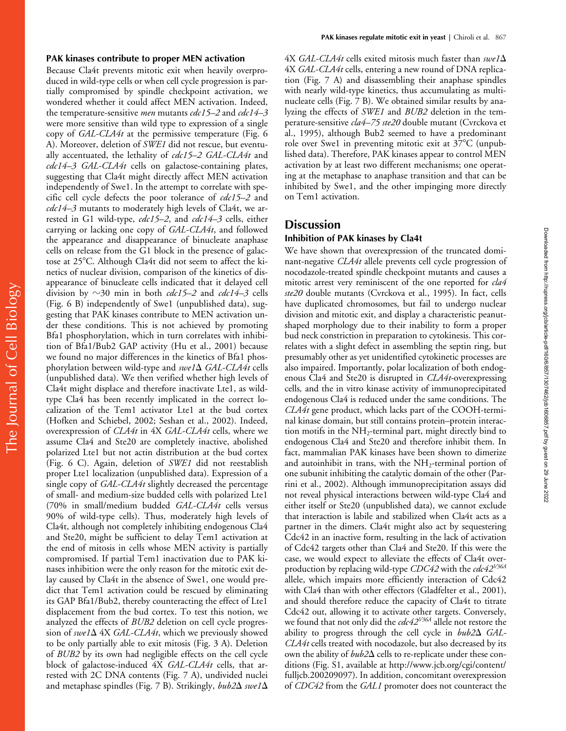### PAK kinases contribute to proper MEN activation

Because Cla4t prevents mitotic exit when heavily overproduced in wild-type cells or when cell cycle progression is partially compromised by spindle checkpoint activation, we wondered whether it could affect MEN activation. Indeed, the temperature-sensitive *men* mutants *cdc15–2* and *cdc14–3* were more sensitive than wild type to expression of a single copy of *GAL-CLA4t* at the permissive temperature (Fig. 6 A). Moreover, deletion of *SWE1* did not rescue, but eventually accentuated, the lethality of *cdc15–2 GAL-CLA4t* and *cdc14–3 GAL-CLA4t* cells on galactose-containing plates, suggesting that Cla4t might directly affect MEN activation independently of Swe1. In the attempt to correlate with specific cell cycle defects the poor tolerance of *cdc15–2* and *cdc14–3* mutants to moderately high levels of Cla4t, we arrested in G1 wild-type, *cdc15–2*, and *cdc14–3* cells, either carrying or lacking one copy of *GAL-CLA4t*, and followed the appearance and disappearance of binucleate anaphase cells on release from the G1 block in the presence of galactose at 25°C. Although Cla4t did not seem to affect the kinetics of nuclear division, comparison of the kinetics of disappearance of binucleate cells indicated that it delayed cell division by ~30 min in both *cdc15–2* and *cdc14–3* cells (Fig. 6 B) independently of Swe1 (unpublished data), suggesting that PAK kinases contribute to MEN activation under these conditions. This is not achieved by promoting Bfa1 phosphorylation, which in turn correlates with inhibition of Bfa1/Bub2 GAP activity (Hu et al., 2001) because we found no major differences in the kinetics of Bfa1 phosphorylation between wild-type and *swe1Δ GAL-CLA4t* cells (unpublished data). We then verified whether high levels of Cla4t might displace and therefore inactivate Lte1, as wild-type Cla4 has been recently implicated in the correct localization of the Tem1 activator Lte1 at the bud cortex (Hofken and Schiebel, 2002; Seshan et al., 2002). Indeed, overexpression of *CLA4t* in 4X *GAL-CLA4t* cells, where we assume Cla4 and Ste20 are completely inactive, abolished polarized Lte1 but not actin distribution at the bud cortex (Fig. 6 C). Again, deletion of *SWE1* did not reestablish proper Lte1 localization (unpublished data). Expression of a single copy of *GAL-CLA4t* slightly decreased the percentage of small- and medium-size budded cells with polarized Lte1 (70% in small/medium budded *GAL-CLA4t* cells versus 90% of wild-type cells). Thus, moderately high levels of Cla4t, although not completely inhibiting endogenous Cla4 and Ste20, might be sufficient to delay Tem1 activation at the end of mitosis in cells whose MEN activity is partially compromised. If partial Tem1 inactivation due to PAK kinases inhibition were the only reason for the mitotic exit delay caused by Cla4t in the absence of Swe1, one would predict that Tem1 activation could be rescued by eliminating its GAP Bfa1/Bub2, thereby counteracting the effect of Lte1 displacement from the bud cortex. To test this notion, we analyzed the effects of *BUB2* deletion on cell cycle progression of *swe1Δ* 4X *GAL-CLA4t*, which we previously showed to be only partially able to exit mitosis (Fig. 3 A). Deletion of *BUB2* by its own had negligible effects on the cell cycle block of galactose-induced 4X *GAL-CLA4t* cells, that arrested with 2C DNA contents (Fig. 7 A), undivided nuclei and metaphase spindles (Fig. 7 B). Strikingly, *bub2Δ swe1Δ* 4X *GAL-CLA4t* cells exited mitosis much faster than *swe1Δ* 4X *GAL-CLA4t* cells, entering a new round of DNA replication (Fig. 7 A) and disassembling their anaphase spindles with nearly wild-type kinetics, thus accumulating as multinucleate cells (Fig. 7 B). We obtained similar results by analyzing the effects of *SWE1* and *BUB2* deletion in the temperature-sensitive *cla4–75 ste20* double mutant (Cvrckova et al., 1995), although Bub2 seemed to have a predominant role over Swe1 in preventing mitotic exit at 37°C (unpublished data). Therefore, PAK kinases appear to control MEN activation by at least two different mechanisms; one operating at the metaphase to anaphase transition and that can be inhibited by Swe1, and the other impinging more directly on Tem1 activation.

## Discussion

### Inhibition of PAK kinases by Cla4t

We have shown that overexpression of the truncated dominant-negative *CLA4t* allele prevents cell cycle progression of nocodazole-treated spindle checkpoint mutants and causes a mitotic arrest very reminiscent of the one reported for *cla4 ste20* double mutants (Cvrckova et al., 1995). In fact, cells have duplicated chromosomes, but fail to undergo nuclear division and mitotic exit, and display a characteristic peanut-shaped morphology due to their inability to form a proper bud neck constriction in preparation to cytokinesis. This correlates with a slight defect in assembling the septin ring, but presumably other as yet unidentified cytokinetic processes are also impaired. Importantly, polar localization of both endogenous Cla4 and Ste20 is disrupted in *CLA4t*-overexpressing cells, and the in vitro kinase activity of immunoprecipitated endogenous Cla4 is reduced under the same conditions. The *CLA4t* gene product, which lacks part of the COOH-terminal kinase domain, but still contains protein–protein interaction motifs in the $NH_2$-terminal part, might directly bind to endogenous Cla4 and Ste20 and therefore inhibit them. In fact, mammalian PAK kinases have been shown to dimerize and autoinhibit in trans, with the $NH_2$-terminal portion of one subunit inhibiting the catalytic domain of the other (Parrini et al., 2002). Although immunoprecipitation assays did not reveal physical interactions between wild-type Cla4 and either itself or Ste20 (unpublished data), we cannot exclude that interaction is labile and stabilized when Cla4t acts as a partner in the dimers. Cla4t might also act by sequestering Cdc42 in an inactive form, resulting in the lack of activation of Cdc42 targets other than Cla4 and Ste20. If this were the case, we would expect to alleviate the effects of Cla4t overproduction by replacing wild-type *CDC42* with the *cdc42*$^{V36A}$ allele, which impairs more efficiently interaction of Cdc42 with Cla4 than with other effectors (Gladfelter et al., 2001), and should therefore reduce the capacity of Cla4t to titrate Cdc42 out, allowing it to activate other targets. Conversely, we found that not only did the *cdc42*$^{V36A}$ allele not restore the ability to progress through the cell cycle in *bub2Δ GAL-CLA4t* cells treated with nocodazole, but also decreased by its own the ability of *bub2Δ* cells to re-replicate under these conditions (Fig. S1, available at http://www.jcb.org/cgi/content/fulljcb.200209097). In addition, concomitant overexpression of *CDC42* from the *GAL1* promoter does not counteract the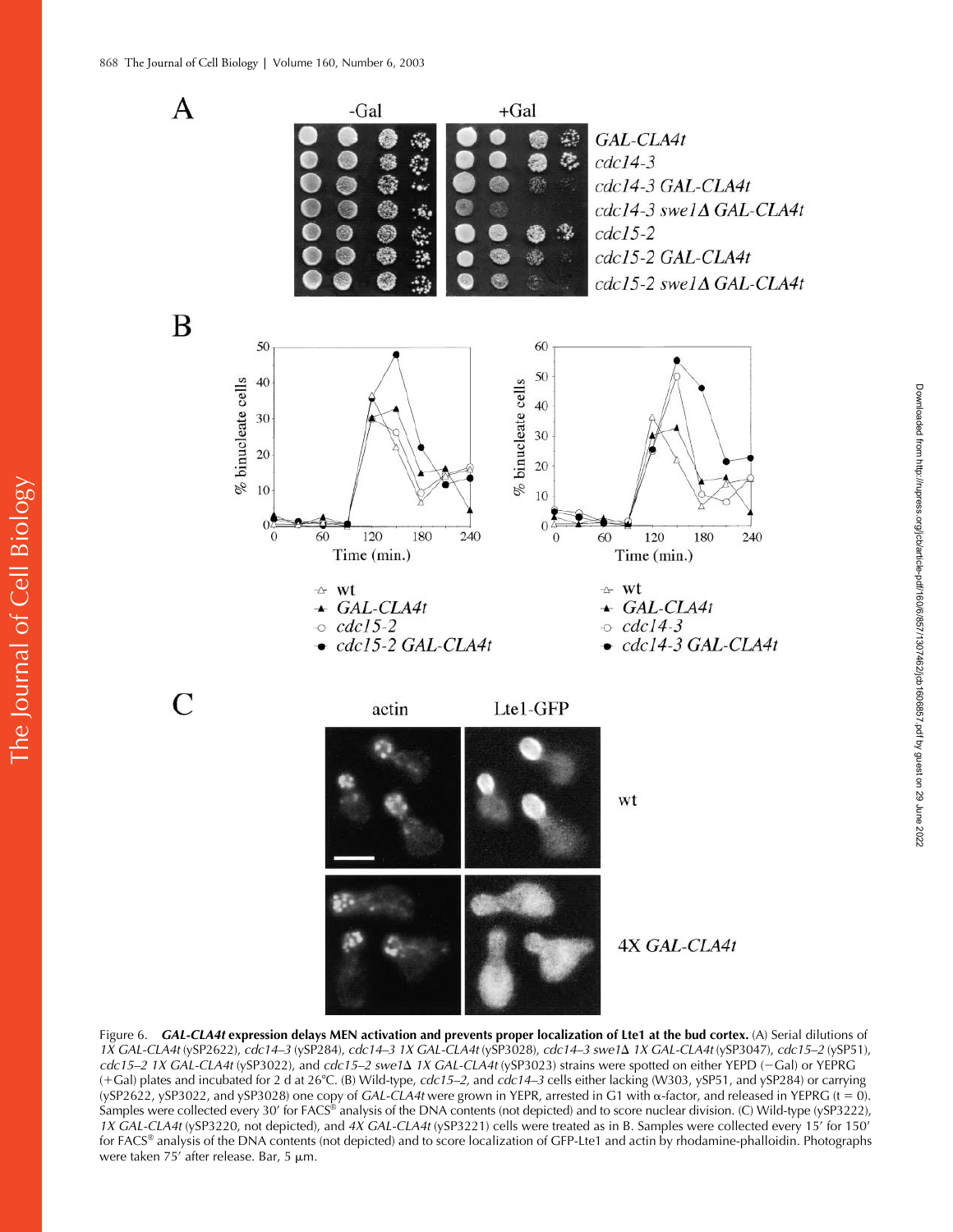Figure 6. ***GAL-CLA4t* expression delays MEN activation and prevents proper localization of Lte1 at the bud cortex.** (A) Serial dilutions of *1X GAL-CLA4t* (ySP2622), *cdc14–3* (ySP284), *cdc14–3 1X GAL-CLA4t* (ySP3028), *cdc14–3 swe1Δ 1X GAL-CLA4t* (ySP3047), *cdc15–2* (ySP51), *cdc15–2 1X GAL-CLA4t* (ySP3022), and *cdc15–2 swe1Δ 1X GAL-CLA4t* (ySP3023) strains were spotted on either YEPD (−Gal) or YEPRG (+Gal) plates and incubated for 2 d at 26°C. (B) Wild-type, *cdc15–2*, and *cdc14–3* cells either lacking (W303, ySP51, and ySP284) or carrying (ySP2622, ySP3022, and ySP3028) one copy of *GAL-CLA4t* were grown in YEPR, arrested in G1 with α-factor, and released in YEPRG (t = 0). Samples were collected every 30′ for FACS® analysis of the DNA contents (not depicted) and to score nuclear division. (C) Wild-type (ySP3222), *1X GAL-CLA4t* (ySP3220, not depicted), and *4X GAL-CLA4t* (ySP3221) cells were treated as in B. Samples were collected every 15′ for 150′ for FACS® analysis of the DNA contents (not depicted) and to score localization of GFP-Lte1 and actin by rhodamine-phalloidin. Photographs were taken 75′ after release. Bar, 5 μm.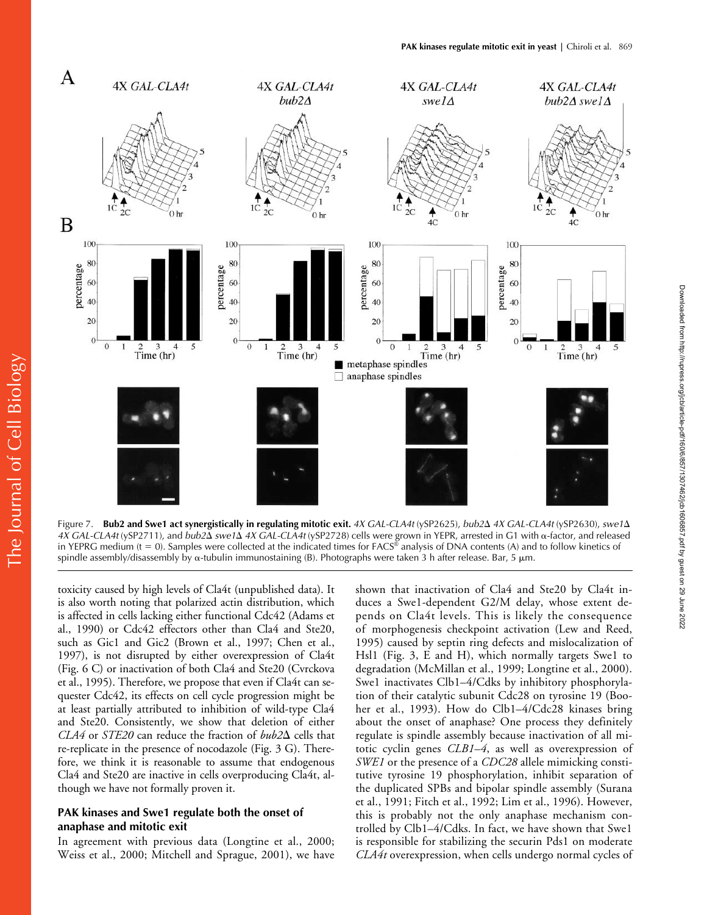Figure 7. **Bub2 and Swe1 act synergistically in regulating mitotic exit.** *4X GAL-CLA4t* (ySP2625), *bub2Δ 4X GAL-CLA4t* (ySP2630), *swe1Δ 4X GAL-CLA4t* (ySP2728), and *bub2Δ swe1Δ 4X GAL-CLA4t* (ySP2728) cells were grown in YEPR, arrested in G1 with α-factor, and released in YEPRG medium (t = 0). Samples were collected at the indicated times for FACS® analysis of DNA contents (A) and to follow kinetics of spindle assembly/disassembly by α-tubulin immunostaining (B). Photographs were taken 3 h after release. Bar, 5 μm.

toxicity caused by high levels of Cla4t (unpublished data). It is also worth noting that polarized actin distribution, which is affected in cells lacking either functional Cdc42 (Adams et al., 1990) or Cdc42 effectors other than Cla4 and Ste20, such as Gic1 and Gic2 (Brown et al., 1997; Chen et al., 1997), is not disrupted by either overexpression of Cla4t (Fig. 6 C) or inactivation of both Cla4 and Ste20 (Cvrckova et al., 1995). Therefore, we propose that even if Cla4t can sequester Cdc42, its effects on cell cycle progression might be at least partially attributed to inhibition of wild-type Cla4 and Ste20. Consistently, we show that deletion of either *CLA4* or *STE20* can reduce the fraction of *bub2Δ* cells that re-replicate in the presence of nocodazole (Fig. 3 G). Therefore, we think it is reasonable to assume that endogenous Cla4 and Ste20 are inactive in cells overproducing Cla4t, although we have not formally proven it.

## PAK kinases and Swe1 regulate both the onset of anaphase and mitotic exit

In agreement with previous data (Longtine et al., 2000; Weiss et al., 2000; Mitchell and Sprague, 2001), we have shown that inactivation of Cla4 and Ste20 by Cla4t induces a Swe1-dependent G2/M delay, whose extent depends on Cla4t levels. This is likely the consequence of morphogenesis checkpoint activation (Lew and Reed, 1995) caused by septin ring defects and mislocalization of Hsl1 (Fig. 3, E and H), which normally targets Swe1 to degradation (McMillan et al., 1999; Longtine et al., 2000). Swe1 inactivates Clb1–4/Cdks by inhibitory phosphorylation of their catalytic subunit Cdc28 on tyrosine 19 (Booher et al., 1993). How do Clb1–4/Cdc28 kinases bring about the onset of anaphase? One process they definitely regulate is spindle assembly because inactivation of all mitotic cyclin genes *CLB1–4*, as well as overexpression of *SWE1* or the presence of a *CDC28* allele mimicking constitutive tyrosine 19 phosphorylation, inhibit separation of the duplicated SPBs and bipolar spindle assembly (Surana et al., 1991; Fitch et al., 1992; Lim et al., 1996). However, this is probably not the only anaphase mechanism controlled by Clb1–4/Cdks. In fact, we have shown that Swe1 is responsible for stabilizing the securin Pds1 on moderate *CLA4t* overexpression, when cells undergo normal cycles of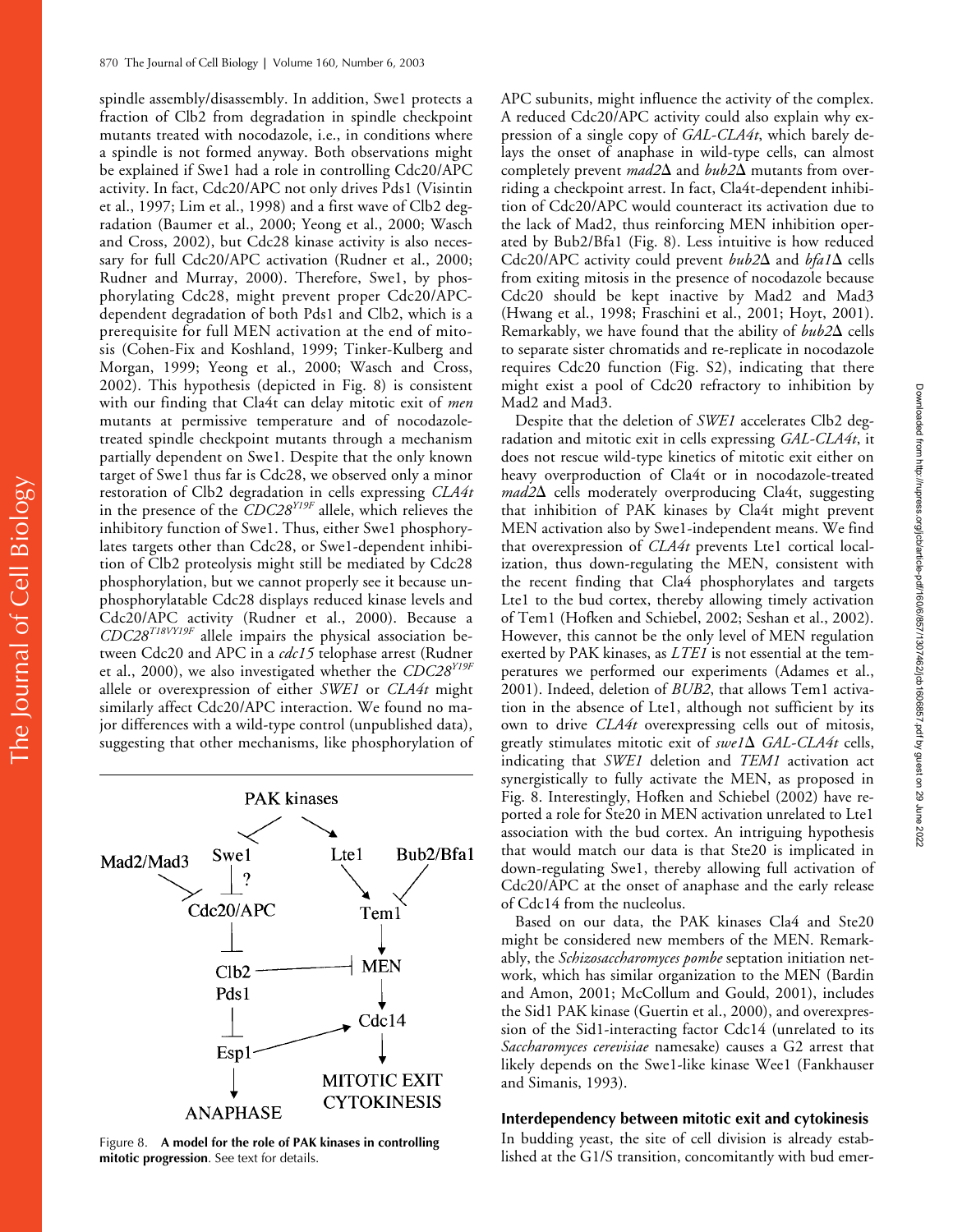spindle assembly/disassembly. In addition, Swe1 protects a fraction of Clb2 from degradation in spindle checkpoint mutants treated with nocodazole, i.e., in conditions where a spindle is not formed anyway. Both observations might be explained if Swe1 had a role in controlling Cdc20/APC activity. In fact, Cdc20/APC not only drives Pds1 (Visintin et al., 1997; Lim et al., 1998) and a first wave of Clb2 degradation (Baumer et al., 2000; Yeong et al., 2000; Wasch and Cross, 2002), but Cdc28 kinase activity is also necessary for full Cdc20/APC activation (Rudner et al., 2000; Rudner and Murray, 2000). Therefore, Swe1, by phosphorylating Cdc28, might prevent proper Cdc20/APC-dependent degradation of both Pds1 and Clb2, which is a prerequisite for full MEN activation at the end of mitosis (Cohen-Fix and Koshland, 1999; Tinker-Kulberg and Morgan, 1999; Yeong et al., 2000; Wasch and Cross, 2002). This hypothesis (depicted in Fig. 8) is consistent with our finding that Cla4t can delay mitotic exit of *men* mutants at permissive temperature and of nocodazole-treated spindle checkpoint mutants through a mechanism partially dependent on Swe1. Despite that the only known target of Swe1 thus far is Cdc28, we observed only a minor restoration of Clb2 degradation in cells expressing *CLA4t* in the presence of the *CDC28*$^{Y19F}$ allele, which relieves the inhibitory function of Swe1. Thus, either Swe1 phosphorylates targets other than Cdc28, or Swe1-dependent inhibition of Clb2 proteolysis might still be mediated by Cdc28 phosphorylation, but we cannot properly see it because unphosphorylatable Cdc28 displays reduced kinase levels and Cdc20/APC activity (Rudner et al., 2000). Because a *CDC28*$^{T18VY19F}$ allele impairs the physical association between Cdc20 and APC in a *cdc15* telophase arrest (Rudner et al., 2000), we also investigated whether the *CDC28*$^{Y19F}$ allele or overexpression of either *SWE1* or *CLA4t* might similarly affect Cdc20/APC interaction. We found no major differences with a wild-type control (unpublished data), suggesting that other mechanisms, like phosphorylation of APC subunits, might influence the activity of the complex. A reduced Cdc20/APC activity could also explain why expression of a single copy of *GAL-CLA4t*, which barely delays the onset of anaphase in wild-type cells, can almost completely prevent *mad2*Δ and *bub2*Δ mutants from overriding a checkpoint arrest. In fact, Cla4t-dependent inhibition of Cdc20/APC would counteract its activation due to the lack of Mad2, thus reinforcing MEN inhibition operated by Bub2/Bfa1 (Fig. 8). Less intuitive is how reduced Cdc20/APC activity could prevent *bub2*Δ and *bfa1*Δ cells from exiting mitosis in the presence of nocodazole because Cdc20 should be kept inactive by Mad2 and Mad3 (Hwang et al., 1998; Fraschini et al., 2001; Hoyt, 2001). Remarkably, we have found that the ability of *bub2*Δ cells to separate sister chromatids and re-replicate in nocodazole requires Cdc20 function (Fig. S2), indicating that there might exist a pool of Cdc20 refractory to inhibition by Mad2 and Mad3.

Despite that the deletion of *SWE1* accelerates Clb2 degradation and mitotic exit in cells expressing *GAL-CLA4t*, it does not rescue wild-type kinetics of mitotic exit either on heavy overproduction of Cla4t or in nocodazole-treated *mad2*Δ cells moderately overproducing Cla4t, suggesting that inhibition of PAK kinases by Cla4t might prevent MEN activation also by Swe1-independent means. We find that overexpression of *CLA4t* prevents Lte1 cortical localization, thus down-regulating the MEN, consistent with the recent finding that Cla4 phosphorylates and targets Lte1 to the bud cortex, thereby allowing timely activation of Tem1 (Hofken and Schiebel, 2002; Seshan et al., 2002). However, this cannot be the only level of MEN regulation exerted by PAK kinases, as *LTE1* is not essential at the temperatures we performed our experiments (Adames et al., 2001). Indeed, deletion of *BUB2*, that allows Tem1 activation in the absence of Lte1, although not sufficient by its own to drive *CLA4t* overexpressing cells out of mitosis, greatly stimulates mitotic exit of *swe1*Δ *GAL-CLA4t* cells, indicating that *SWE1* deletion and *TEM1* activation act synergistically to fully activate the MEN, as proposed in Fig. 8. Interestingly, Hofken and Schiebel (2002) have reported a role for Ste20 in MEN activation unrelated to Lte1 association with the bud cortex. An intriguing hypothesis that would match our data is that Ste20 is implicated in down-regulating Swe1, thereby allowing full activation of Cdc20/APC at the onset of anaphase and the early release of Cdc14 from the nucleolus.

Based on our data, the PAK kinases Cla4 and Ste20 might be considered new members of the MEN. Remarkably, the *Schizosaccharomyces pombe* septation initiation network, which has similar organization to the MEN (Bardin and Amon, 2001; McCollum and Gould, 2001), includes the Sid1 PAK kinase (Guertin et al., 2000), and overexpression of the Sid1-interacting factor Cdc14 (unrelated to its *Saccharomyces cerevisiae* namesake) causes a G2 arrest that likely depends on the Swe1-like kinase Wee1 (Fankhauser and Simanis, 1993).

Figure 8. **A model for the role of PAK kinases in controlling mitotic progression**. See text for details.

### Interdependency between mitotic exit and cytokinesis

In budding yeast, the site of cell division is already established at the G1/S transition, concomitantly with bud emer-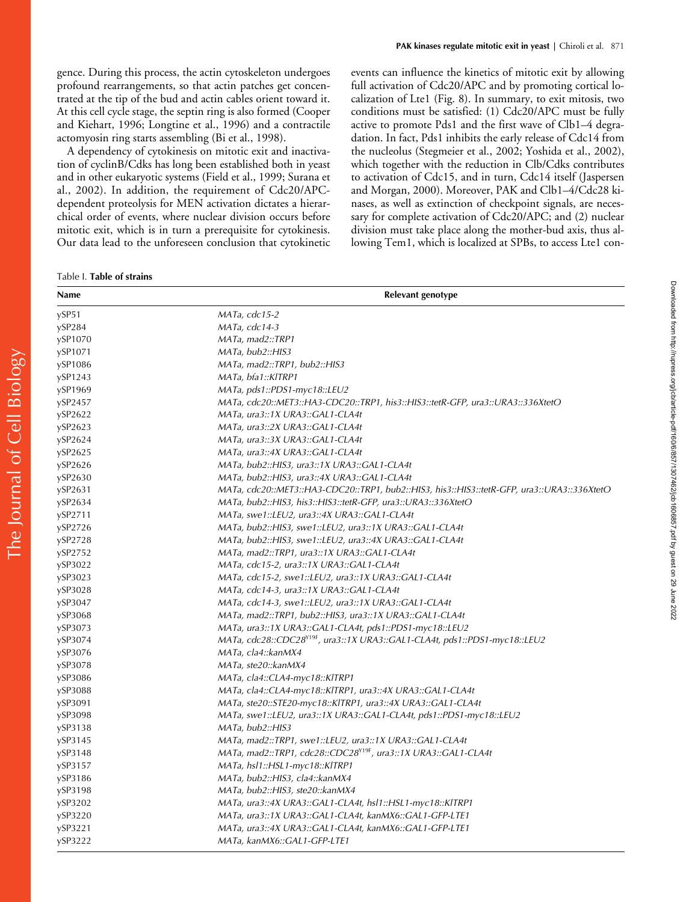gence. During this process, the actin cytoskeleton undergoes profound rearrangements, so that actin patches get concentrated at the tip of the bud and actin cables orient toward it. At this cell cycle stage, the septin ring is also formed (Cooper and Kiehart, 1996; Longtine et al., 1996) and a contractile actomyosin ring starts assembling (Bi et al., 1998).

A dependency of cytokinesis on mitotic exit and inactivation of cyclinB/Cdks has long been established both in yeast and in other eukaryotic systems (Field et al., 1999; Surana et al., 2002). In addition, the requirement of Cdc20/APC-dependent proteolysis for MEN activation dictates a hierarchical order of events, where nuclear division occurs before mitotic exit, which is in turn a prerequisite for cytokinesis. Our data lead to the unforeseen conclusion that cytokinetic events can influence the kinetics of mitotic exit by allowing full activation of Cdc20/APC and by promoting cortical localization of Lte1 (Fig. 8). In summary, to exit mitosis, two conditions must be satisfied: (1) Cdc20/APC must be fully active to promote Pds1 and the first wave of Clb1–4 degradation. In fact, Pds1 inhibits the early release of Cdc14 from the nucleolus (Stegmeier et al., 2002; Yoshida et al., 2002), which together with the reduction in Clb/Cdks contributes to activation of Cdc15, and in turn, Cdc14 itself (Jaspersen and Morgan, 2000). Moreover, PAK and Clb1–4/Cdc28 kinases, as well as extinction of checkpoint signals, are necessary for complete activation of Cdc20/APC; and (2) nuclear division must take place along the mother-bud axis, thus allowing Tem1, which is localized at SPBs, to access Lte1 con-

Table I. **Table of strains**

| Name | Relevant genotype |
|---|---|
| ySP51 | *MATa, cdc15-2* |
| ySP284 | *MATa, cdc14-3* |
| ySP1070 | *MATa, mad2::TRP1* |
| ySP1071 | *MATa, bub2::HIS3* |
| ySP1086 | *MATa, mad2::TRP1, bub2::HIS3* |
| ySP1243 | *MATa, bfa1::KlTRP1* |
| ySP1969 | *MATa, pds1::PDS1-myc18::LEU2* |
| ySP2457 | *MATa, cdc20::MET3::HA3-CDC20::TRP1, his3::HIS3::tetR-GFP, ura3::URA3::336XtetO* |
| ySP2622 | *MATa, ura3::1X URA3::GAL1-CLA4t* |
| ySP2623 | *MATa, ura3::2X URA3::GAL1-CLA4t* |
| ySP2624 | *MATa, ura3::3X URA3::GAL1-CLA4t* |
| ySP2625 | *MATa, ura3::4X URA3::GAL1-CLA4t* |
| ySP2626 | *MATa, bub2::HIS3, ura3::1X URA3::GAL1-CLA4t* |
| ySP2630 | *MATa, bub2::HIS3, ura3::4X URA3::GAL1-CLA4t* |
| ySP2631 | *MATa, cdc20::MET3::HA3-CDC20::TRP1, bub2::HIS3, his3::HIS3::tetR-GFP, ura3::URA3::336XtetO* |
| ySP2634 | *MATa, bub2::HIS3, his3::HIS3::tetR-GFP, ura3::URA3::336XtetO* |
| ySP2711 | *MATa, swe1::LEU2, ura3::4X URA3::GAL1-CLA4t* |
| ySP2726 | *MATa, bub2::HIS3, swe1::LEU2, ura3::1X URA3::GAL1-CLA4t* |
| ySP2728 | *MATa, bub2::HIS3, swe1::LEU2, ura3::4X URA3::GAL1-CLA4t* |
| ySP2752 | *MATa, mad2::TRP1, ura3::1X URA3::GAL1-CLA4t* |
| ySP3022 | *MATa, cdc15-2, ura3::1X URA3::GAL1-CLA4t* |
| ySP3023 | *MATa, cdc15-2, swe1::LEU2, ura3::1X URA3::GAL1-CLA4t* |
| ySP3028 | *MATa, cdc14-3, ura3::1X URA3::GAL1-CLA4t* |
| ySP3047 | *MATa, cdc14-3, swe1::LEU2, ura3::1X URA3::GAL1-CLA4t* |
| ySP3068 | *MATa, mad2::TRP1, bub2::HIS3, ura3::1X URA3::GAL1-CLA4t* |
| ySP3073 | *MATa, ura3::1X URA3::GAL1-CLA4t, pds1::PDS1-myc18::LEU2* |
| ySP3074 | *MATa, cdc28::CDC28*$^{Y19F}$*, ura3::1X URA3::GAL1-CLA4t, pds1::PDS1-myc18::LEU2* |
| ySP3076 | *MATa, cla4::kanMX4* |
| ySP3078 | *MATa, ste20::kanMX4* |
| ySP3086 | *MATa, cla4::CLA4-myc18::KlTRP1* |
| ySP3088 | *MATa, cla4::CLA4-myc18::KlTRP1, ura3::4X URA3::GAL1-CLA4t* |
| ySP3091 | *MATa, ste20::STE20-myc18::KlTRP1, ura3::4X URA3::GAL1-CLA4t* |
| ySP3098 | *MATa, swe1::LEU2, ura3::1X URA3::GAL1-CLA4t, pds1::PDS1-myc18::LEU2* |
| ySP3138 | *MATa, bub2::HIS3* |
| ySP3145 | *MATa, mad2::TRP1, swe1::LEU2, ura3::1X URA3::GAL1-CLA4t* |
| ySP3148 | *MATa, mad2::TRP1, cdc28::CDC28*$^{Y19F}$*, ura3::1X URA3::GAL1-CLA4t* |
| ySP3157 | *MATa, hsl1::HSL1-myc18::KlTRP1* |
| ySP3186 | *MATa, bub2::HIS3, cla4::kanMX4* |
| ySP3198 | *MATa, bub2::HIS3, ste20::kanMX4* |
| ySP3202 | *MATa, ura3::4X URA3::GAL1-CLA4t, hsl1::HSL1-myc18::KlTRP1* |
| ySP3220 | *MATa, ura3::1X URA3::GAL1-CLA4t, kanMX6::GAL1-GFP-LTE1* |
| ySP3221 | *MATa, ura3::4X URA3::GAL1-CLA4t, kanMX6::GAL1-GFP-LTE1* |
| ySP3222 | *MATa, kanMX6::GAL1-GFP-LTE1* |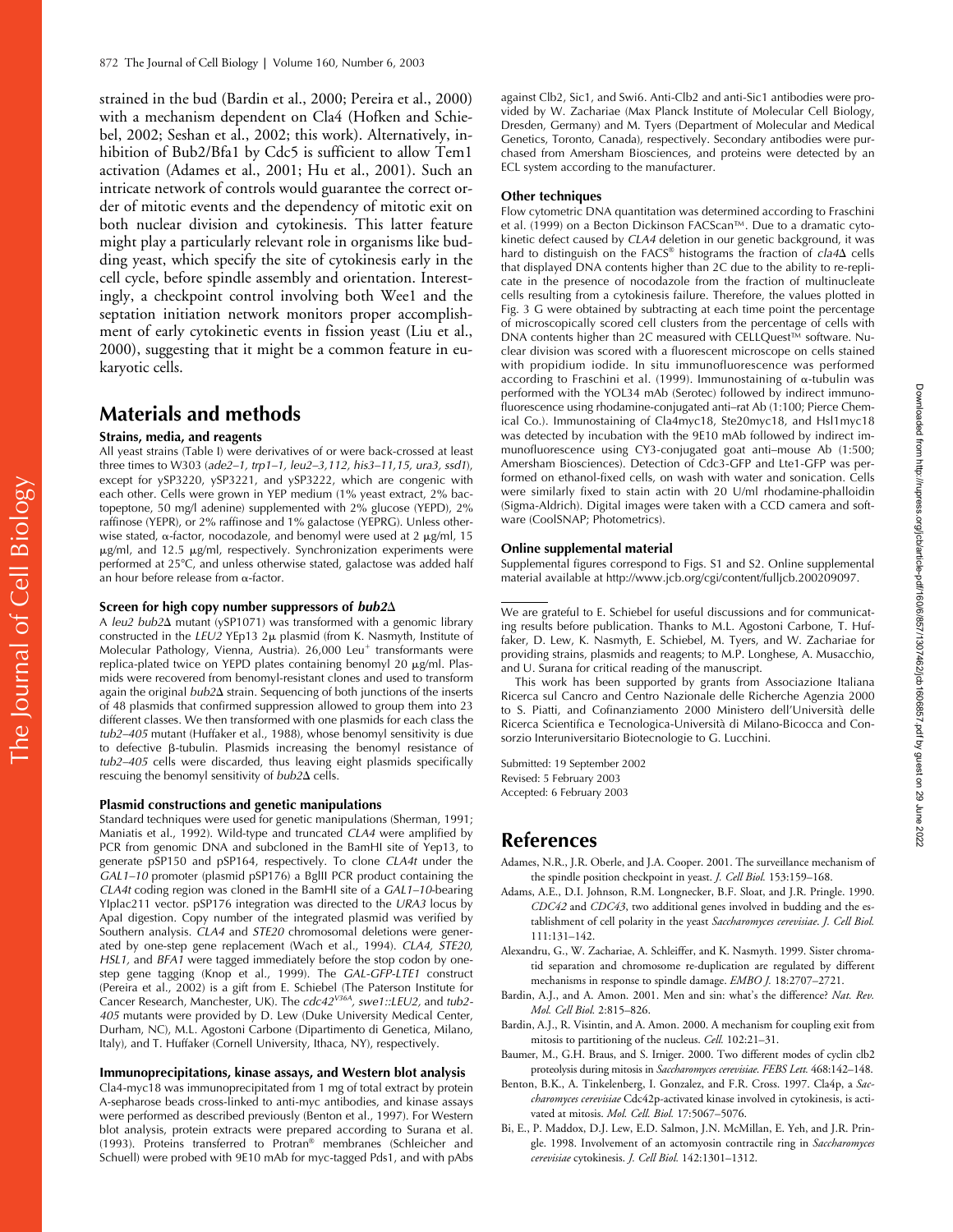strained in the bud (Bardin et al., 2000; Pereira et al., 2000) with a mechanism dependent on Cla4 (Hofken and Schiebel, 2002; Seshan et al., 2002; this work). Alternatively, inhibition of Bub2/Bfa1 by Cdc5 is sufficient to allow Tem1 activation (Adames et al., 2001; Hu et al., 2001). Such an intricate network of controls would guarantee the correct order of mitotic events and the dependency of mitotic exit on both nuclear division and cytokinesis. This latter feature might play a particularly relevant role in organisms like budding yeast, which specify the site of cytokinesis early in the cell cycle, before spindle assembly and orientation. Interestingly, a checkpoint control involving both Wee1 and the septation initiation network monitors proper accomplishment of early cytokinetic events in fission yeast (Liu et al., 2000), suggesting that it might be a common feature in eukaryotic cells.

# Materials and methods

### Strains, media, and reagents

All yeast strains (Table I) were derivatives of or were back-crossed at least three times to W303 (*ade2–1, trp1–1, leu2–3,112, his3–11,15, ura3, ssd1*), except for ySP3220, ySP3221, and ySP3222, which are congenic with each other. Cells were grown in YEP medium (1% yeast extract, 2% bactopeptone, 50 mg/l adenine) supplemented with 2% glucose (YEPD), 2% raffinose (YEPR), or 2% raffinose and 1% galactose (YEPRG). Unless otherwise stated, α-factor, nocodazole, and benomyl were used at 2 μg/ml, 15 μg/ml, and 12.5 μg/ml, respectively. Synchronization experiments were performed at 25°C, and unless otherwise stated, galactose was added half an hour before release from α-factor.

### Screen for high copy number suppressors of *bub2Δ*

A *leu2 bub2Δ* mutant (ySP1071) was transformed with a genomic library constructed in the *LEU2* YEp13 2μ plasmid (from K. Nasmyth, Institute of Molecular Pathology, Vienna, Austria). 26,000 Leu+ transformants were replica-plated twice on YEPD plates containing benomyl 20 μg/ml. Plasmids were recovered from benomyl-resistant clones and used to transform again the original *bub2Δ* strain. Sequencing of both junctions of the inserts of 48 plasmids that confirmed suppression allowed to group them into 23 different classes. We then transformed with one plasmids for each class the *tub2–405* mutant (Huffaker et al., 1988), whose benomyl sensitivity is due to defective β-tubulin. Plasmids increasing the benomyl resistance of *tub2–405* cells were discarded, thus leaving eight plasmids specifically rescuing the benomyl sensitivity of *bub2Δ* cells.

### Plasmid constructions and genetic manipulations

Standard techniques were used for genetic manipulations (Sherman, 1991; Maniatis et al., 1992). Wild-type and truncated *CLA4* were amplified by PCR from genomic DNA and subcloned in the BamHI site of Yep13, to generate pSP150 and pSP164, respectively. To clone *CLA4t* under the *GAL1–10* promoter (plasmid pSP176) a BglII PCR product containing the *CLA4t* coding region was cloned in the BamHI site of a *GAL1–10*-bearing YIplac211 vector. pSP176 integration was directed to the *URA3* locus by ApaI digestion. Copy number of the integrated plasmid was verified by Southern analysis. *CLA4* and *STE20* chromosomal deletions were generated by one-step gene replacement (Wach et al., 1994). *CLA4, STE20, HSL1,* and *BFA1* were tagged immediately before the stop codon by one-step gene tagging (Knop et al., 1999). The *GAL-GFP-LTE1* construct (Pereira et al., 2002) is a gift from E. Schiebel (The Paterson Institute for Cancer Research, Manchester, UK). The *cdc42*$^{V36A}$, *swe1::LEU2,* and *tub2-405* mutants were provided by D. Lew (Duke University Medical Center, Durham, NC), M.L. Agostoni Carbone (Dipartimento di Genetica, Milano, Italy), and T. Huffaker (Cornell University, Ithaca, NY), respectively.

### Immunoprecipitations, kinase assays, and Western blot analysis

Cla4-myc18 was immunoprecipitated from 1 mg of total extract by protein A-sepharose beads cross-linked to anti-myc antibodies, and kinase assays were performed as described previously (Benton et al., 1997). For Western blot analysis, protein extracts were prepared according to Surana et al. (1993). Proteins transferred to Protran® membranes (Schleicher and Schuell) were probed with 9E10 mAb for myc-tagged Pds1, and with pAbs against Clb2, Sic1, and Swi6. Anti-Clb2 and anti-Sic1 antibodies were provided by W. Zachariae (Max Planck Institute of Molecular Cell Biology, Dresden, Germany) and M. Tyers (Department of Molecular and Medical Genetics, Toronto, Canada), respectively. Secondary antibodies were purchased from Amersham Biosciences, and proteins were detected by an ECL system according to the manufacturer.

### Other techniques

Flow cytometric DNA quantitation was determined according to Fraschini et al. (1999) on a Becton Dickinson FACScan™. Due to a dramatic cytokinetic defect caused by *CLA4* deletion in our genetic background, it was hard to distinguish on the FACS® histograms the fraction of *cla4Δ* cells that displayed DNA contents higher than 2C due to the ability to re-replicate in the presence of nocodazole from the fraction of multinucleate cells resulting from a cytokinesis failure. Therefore, the values plotted in Fig. 3 G were obtained by subtracting at each time point the percentage of microscopically scored cell clusters from the percentage of cells with DNA contents higher than 2C measured with CELLQuest™ software. Nuclear division was scored with a fluorescent microscope on cells stained with propidium iodide. In situ immunofluorescence was performed according to Fraschini et al. (1999). Immunostaining of α-tubulin was performed with the YOL34 mAb (Serotec) followed by indirect immunofluorescence using rhodamine-conjugated anti–rat Ab (1:100; Pierce Chemical Co.). Immunostaining of Cla4myc18, Ste20myc18, and Hsl1myc18 was detected by incubation with the 9E10 mAb followed by indirect immunofluorescence using CY3-conjugated goat anti–mouse Ab (1:500; Amersham Biosciences). Detection of Cdc3-GFP and Lte1-GFP was performed on ethanol-fixed cells, on wash with water and sonication. Cells were similarly fixed to stain actin with 20 U/ml rhodamine-phalloidin (Sigma-Aldrich). Digital images were taken with a CCD camera and software (CoolSNAP; Photometrics).

### Online supplemental material

Supplemental figures correspond to Figs. S1 and S2. Online supplemental material available at http://www.jcb.org/cgi/content/fulljcb.200209097.

---

We are grateful to E. Schiebel for useful discussions and for communicating results before publication. Thanks to M.L. Agostoni Carbone, T. Huffaker, D. Lew, K. Nasmyth, E. Schiebel, M. Tyers, and W. Zachariae for providing strains, plasmids and reagents; to M.P. Longhese, A. Musacchio, and U. Surana for critical reading of the manuscript.

This work has been supported by grants from Associazione Italiana Ricerca sul Cancro and Centro Nazionale delle Richerche Agenzia 2000 to S. Piatti, and Cofinanziamento 2000 Ministero dell'Università delle Ricerca Scientifica e Tecnologica-Università di Milano-Bicocca and Consorzio Interuniversitario Biotecnologie to G. Lucchini.

Submitted: 19 September 2002
Revised: 5 February 2003
Accepted: 6 February 2003

# References

Adames, N.R., J.R. Oberle, and J.A. Cooper. 2001. The surveillance mechanism of the spindle position checkpoint in yeast. *J. Cell Biol.* 153:159–168.

Adams, A.E., D.I. Johnson, R.M. Longnecker, B.F. Sloat, and J.R. Pringle. 1990. *CDC42* and *CDC43*, two additional genes involved in budding and the establishment of cell polarity in the yeast *Saccharomyces cerevisiae*. *J. Cell Biol.* 111:131–142.

Alexandru, G., W. Zachariae, A. Schleiffer, and K. Nasmyth. 1999. Sister chromatid separation and chromosome re-duplication are regulated by different mechanisms in response to spindle damage. *EMBO J.* 18:2707–2721.

Bardin, A.J., and A. Amon. 2001. Men and sin: what's the difference? *Nat. Rev. Mol. Cell Biol.* 2:815–826.

Bardin, A.J., R. Visintin, and A. Amon. 2000. A mechanism for coupling exit from mitosis to partitioning of the nucleus. *Cell.* 102:21–31.

Baumer, M., G.H. Braus, and S. Irniger. 2000. Two different modes of cyclin clb2 proteolysis during mitosis in *Saccharomyces cerevisiae*. *FEBS Lett.* 468:142–148.

Benton, B.K., A. Tinkelenberg, I. Gonzalez, and F.R. Cross. 1997. Cla4p, a *Saccharomyces cerevisiae* Cdc42p-activated kinase involved in cytokinesis, is activated at mitosis. *Mol. Cell. Biol.* 17:5067–5076.

Bi, E., P. Maddox, D.J. Lew, E.D. Salmon, J.N. McMillan, E. Yeh, and J.R. Pringle. 1998. Involvement of an actomyosin contractile ring in *Saccharomyces cerevisiae* cytokinesis. *J. Cell Biol.* 142:1301–1312.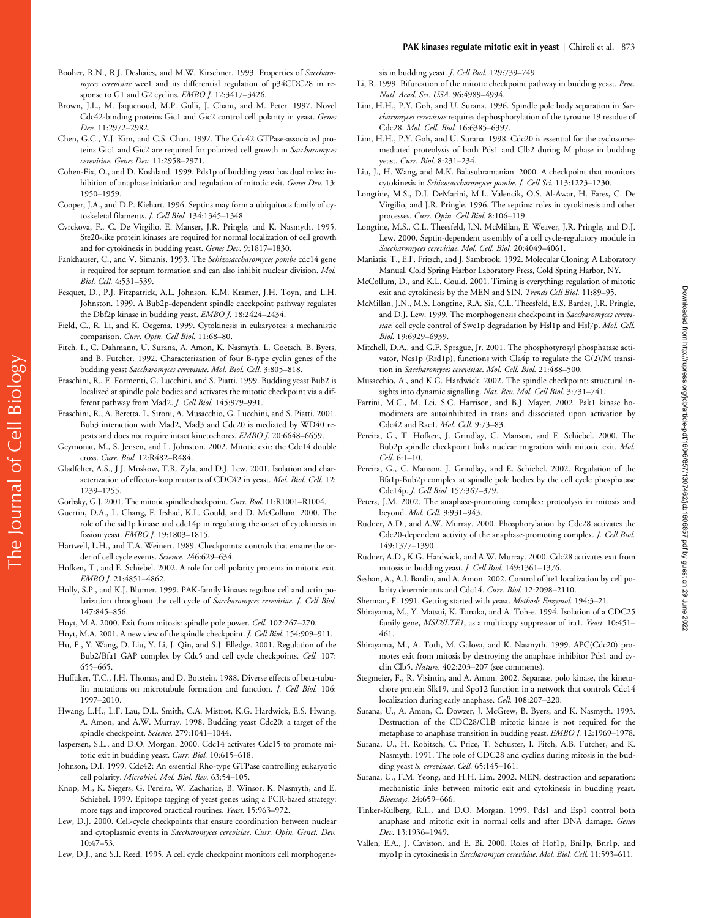Booher, R.N., R.J. Deshaies, and M.W. Kirschner. 1993. Properties of *Saccharomyces cerevisiae* wee1 and its differential regulation of p34CDC28 in response to G1 and G2 cyclins. *EMBO J.* 12:3417–3426.

Brown, J.L., M. Jaquenoud, M.P. Gulli, J. Chant, and M. Peter. 1997. Novel Cdc42-binding proteins Gic1 and Gic2 control cell polarity in yeast. *Genes Dev.* 11:2972–2982.

Chen, G.C., Y.J. Kim, and C.S. Chan. 1997. The Cdc42 GTPase-associated proteins Gic1 and Gic2 are required for polarized cell growth in *Saccharomyces cerevisiae*. *Genes Dev.* 11:2958–2971.

Cohen-Fix, O., and D. Koshland. 1999. Pds1p of budding yeast has dual roles: inhibition of anaphase initiation and regulation of mitotic exit. *Genes Dev.* 13:1950–1959.

Cooper, J.A., and D.P. Kiehart. 1996. Septins may form a ubiquitous family of cytoskeletal filaments. *J. Cell Biol.* 134:1345–1348.

Cvrckova, F., C. De Virgilio, E. Manser, J.R. Pringle, and K. Nasmyth. 1995. Ste20-like protein kinases are required for normal localization of cell growth and for cytokinesis in budding yeast. *Genes Dev.* 9:1817–1830.

Fankhauser, C., and V. Simanis. 1993. The *Schizosaccharomyces pombe* cdc14 gene is required for septum formation and can also inhibit nuclear division. *Mol. Biol. Cell.* 4:531–539.

Fesquet, D., P.J. Fitzpatrick, A.L. Johnson, K.M. Kramer, J.H. Toyn, and L.H. Johnston. 1999. A Bub2p-dependent spindle checkpoint pathway regulates the Dbf2p kinase in budding yeast. *EMBO J.* 18:2424–2434.

Field, C., R. Li, and K. Oegema. 1999. Cytokinesis in eukaryotes: a mechanistic comparison. *Curr. Opin. Cell Biol.* 11:68–80.

Fitch, I., C. Dahmann, U. Surana, A. Amon, K. Nasmyth, L. Goetsch, B. Byers, and B. Futcher. 1992. Characterization of four B-type cyclin genes of the budding yeast *Saccharomyces cerevisiae*. *Mol. Biol. Cell.* 3:805–818.

Fraschini, R., E. Formenti, G. Lucchini, and S. Piatti. 1999. Budding yeast Bub2 is localized at spindle pole bodies and activates the mitotic checkpoint via a different pathway from Mad2. *J. Cell Biol.* 145:979–991.

Fraschini, R., A. Beretta, L. Sironi, A. Musacchio, G. Lucchini, and S. Piatti. 2001. Bub3 interaction with Mad2, Mad3 and Cdc20 is mediated by WD40 repeats and does not require intact kinetochores. *EMBO J.* 20:6648–6659.

Geymonat, M., S. Jensen, and L. Johnston. 2002. Mitotic exit: the Cdc14 double cross. *Curr. Biol.* 12:R482–R484.

Gladfelter, A.S., J.J. Moskow, T.R. Zyla, and D.J. Lew. 2001. Isolation and characterization of effector-loop mutants of CDC42 in yeast. *Mol. Biol. Cell.* 12:1239–1255.

Gorbsky, G.J. 2001. The mitotic spindle checkpoint. *Curr. Biol.* 11:R1001–R1004.

Guertin, D.A., L. Chang, F. Irshad, K.L. Gould, and D. McCollum. 2000. The role of the sid1p kinase and cdc14p in regulating the onset of cytokinesis in fission yeast. *EMBO J.* 19:1803–1815.

Hartwell, L.H., and T.A. Weinert. 1989. Checkpoints: controls that ensure the order of cell cycle events. *Science.* 246:629–634.

Hofken, T., and E. Schiebel. 2002. A role for cell polarity proteins in mitotic exit. *EMBO J.* 21:4851–4862.

Holly, S.P., and K.J. Blumer. 1999. PAK-family kinases regulate cell and actin polarization throughout the cell cycle of *Saccharomyces cerevisiae*. *J. Cell Biol.* 147:845–856.

Hoyt, M.A. 2000. Exit from mitosis: spindle pole power. *Cell.* 102:267–270.

Hoyt, M.A. 2001. A new view of the spindle checkpoint. *J. Cell Biol.* 154:909–911.

Hu, F., Y. Wang, D. Liu, Y. Li, J. Qin, and S.J. Elledge. 2001. Regulation of the Bub2/Bfa1 GAP complex by Cdc5 and cell cycle checkpoints. *Cell.* 107:655–665.

Huffaker, T.C., J.H. Thomas, and D. Botstein. 1988. Diverse effects of beta-tubulin mutations on microtubule formation and function. *J. Cell Biol.* 106:1997–2010.

Hwang, L.H., L.F. Lau, D.L. Smith, C.A. Mistrot, K.G. Hardwick, E.S. Hwang, A. Amon, and A.W. Murray. 1998. Budding yeast Cdc20: a target of the spindle checkpoint. *Science.* 279:1041–1044.

Jaspersen, S.L., and D.O. Morgan. 2000. Cdc14 activates Cdc15 to promote mitotic exit in budding yeast. *Curr. Biol.* 10:615–618.

Johnson, D.I. 1999. Cdc42: An essential Rho-type GTPase controlling eukaryotic cell polarity. *Microbiol. Mol. Biol. Rev.* 63:54–105.

Knop, M., K. Siegers, G. Pereira, W. Zachariae, B. Winsor, K. Nasmyth, and E. Schiebel. 1999. Epitope tagging of yeast genes using a PCR-based strategy: more tags and improved practical routines. *Yeast.* 15:963–972.

Lew, D.J. 2000. Cell-cycle checkpoints that ensure coordination between nuclear and cytoplasmic events in *Saccharomyces cerevisiae*. *Curr. Opin. Genet. Dev.* 10:47–53.

Lew, D.J., and S.I. Reed. 1995. A cell cycle checkpoint monitors cell morphogenesis in budding yeast. *J. Cell Biol.* 129:739–749.

Li, R. 1999. Bifurcation of the mitotic checkpoint pathway in budding yeast. *Proc. Natl. Acad. Sci. USA.* 96:4989–4994.

Lim, H.H., P.Y. Goh, and U. Surana. 1996. Spindle pole body separation in *Saccharomyces cerevisiae* requires dephosphorylation of the tyrosine 19 residue of Cdc28. *Mol. Cell. Biol.* 16:6385–6397.

Lim, H.H., P.Y. Goh, and U. Surana. 1998. Cdc20 is essential for the cyclosome-mediated proteolysis of both Pds1 and Clb2 during M phase in budding yeast. *Curr. Biol.* 8:231–234.

Liu, J., H. Wang, and M.K. Balasubramanian. 2000. A checkpoint that monitors cytokinesis in *Schizosaccharomyces pombe*. *J. Cell Sci.* 113:1223–1230.

Longtine, M.S., D.J. DeMarini, M.L. Valencik, O.S. Al-Awar, H. Fares, C. De Virgilio, and J.R. Pringle. 1996. The septins: roles in cytokinesis and other processes. *Curr. Opin. Cell Biol.* 8:106–119.

Longtine, M.S., C.L. Theesfeld, J.N. McMillan, E. Weaver, J.R. Pringle, and D.J. Lew. 2000. Septin-dependent assembly of a cell cycle-regulatory module in *Saccharomyces cerevisiae*. *Mol. Cell. Biol.* 20:4049–4061.

Maniatis, T., E.F. Fritsch, and J. Sambrook. 1992. Molecular Cloning: A Laboratory Manual. Cold Spring Harbor Laboratory Press, Cold Spring Harbor, NY.

McCollum, D., and K.L. Gould. 2001. Timing is everything: regulation of mitotic exit and cytokinesis by the MEN and SIN. *Trends Cell Biol.* 11:89–95.

McMillan, J.N., M.S. Longtine, R.A. Sia, C.L. Theesfeld, E.S. Bardes, J.R. Pringle, and D.J. Lew. 1999. The morphogenesis checkpoint in *Saccharomyces cerevisiae*: cell cycle control of Swe1p degradation by Hsl1p and Hsl7p. *Mol. Cell. Biol.* 19:6929–6939.

Mitchell, D.A., and G.F. Sprague, Jr. 2001. The phosphotyrosyl phosphatase activator, Ncs1p (Rrd1p), functions with Cla4p to regulate the G(2)/M transition in *Saccharomyces cerevisiae*. *Mol. Cell. Biol.* 21:488–500.

Musacchio, A., and K.G. Hardwick. 2002. The spindle checkpoint: structural insights into dynamic signalling. *Nat. Rev. Mol. Cell Biol.* 3:731–741.

Parrini, M.C., M. Lei, S.C. Harrison, and B.J. Mayer. 2002. Pak1 kinase homodimers are autoinhibited in trans and dissociated upon activation by Cdc42 and Rac1. *Mol. Cell.* 9:73–83.

Pereira, G., T. Hofken, J. Grindlay, C. Manson, and E. Schiebel. 2000. The Bub2p spindle checkpoint links nuclear migration with mitotic exit. *Mol. Cell.* 6:1–10.

Pereira, G., C. Manson, J. Grindlay, and E. Schiebel. 2002. Regulation of the Bfa1p-Bub2p complex at spindle pole bodies by the cell cycle phosphatase Cdc14p. *J. Cell Biol.* 157:367–379.

Peters, J.M. 2002. The anaphase-promoting complex: proteolysis in mitosis and beyond. *Mol. Cell.* 9:931–943.

Rudner, A.D., and A.W. Murray. 2000. Phosphorylation by Cdc28 activates the Cdc20-dependent activity of the anaphase-promoting complex. *J. Cell Biol.* 149:1377–1390.

Rudner, A.D., K.G. Hardwick, and A.W. Murray. 2000. Cdc28 activates exit from mitosis in budding yeast. *J. Cell Biol.* 149:1361–1376.

Seshan, A., A.J. Bardin, and A. Amon. 2002. Control of lte1 localization by cell polarity determinants and Cdc14. *Curr. Biol.* 12:2098–2110.

Sherman, F. 1991. Getting started with yeast. *Methods Enzymol.* 194:3–21.

Shirayama, M., Y. Matsui, K. Tanaka, and A. Toh-e. 1994. Isolation of a CDC25 family gene, *MSI2/LTE1*, as a multicopy suppressor of ira1. *Yeast.* 10:451–461.

Shirayama, M., A. Toth, M. Galova, and K. Nasmyth. 1999. APC(Cdc20) promotes exit from mitosis by destroying the anaphase inhibitor Pds1 and cyclin Clb5. *Nature.* 402:203–207 (see comments).

Stegmeier, F., R. Visintin, and A. Amon. 2002. Separase, polo kinase, the kinetochore protein Slk19, and Spo12 function in a network that controls Cdc14 localization during early anaphase. *Cell.* 108:207–220.

Surana, U., A. Amon, C. Dowzer, J. McGrew, B. Byers, and K. Nasmyth. 1993. Destruction of the CDC28/CLB mitotic kinase is not required for the metaphase to anaphase transition in budding yeast. *EMBO J.* 12:1969–1978.

Surana, U., H. Robitsch, C. Price, T. Schuster, I. Fitch, A.B. Futcher, and K. Nasmyth. 1991. The role of CDC28 and cyclins during mitosis in the budding yeast *S. cerevisiae*. *Cell.* 65:145–161.

Surana, U., F.M. Yeong, and H.H. Lim. 2002. MEN, destruction and separation: mechanistic links between mitotic exit and cytokinesis in budding yeast. *Bioessays.* 24:659–666.

Tinker-Kulberg, R.L., and D.O. Morgan. 1999. Pds1 and Esp1 control both anaphase and mitotic exit in normal cells and after DNA damage. *Genes Dev.* 13:1936–1949.

Vallen, E.A., J. Caviston, and E. Bi. 2000. Roles of Hof1p, Bni1p, Bnr1p, and myo1p in cytokinesis in *Saccharomyces cerevisiae*. *Mol. Biol. Cell.* 11:593–611.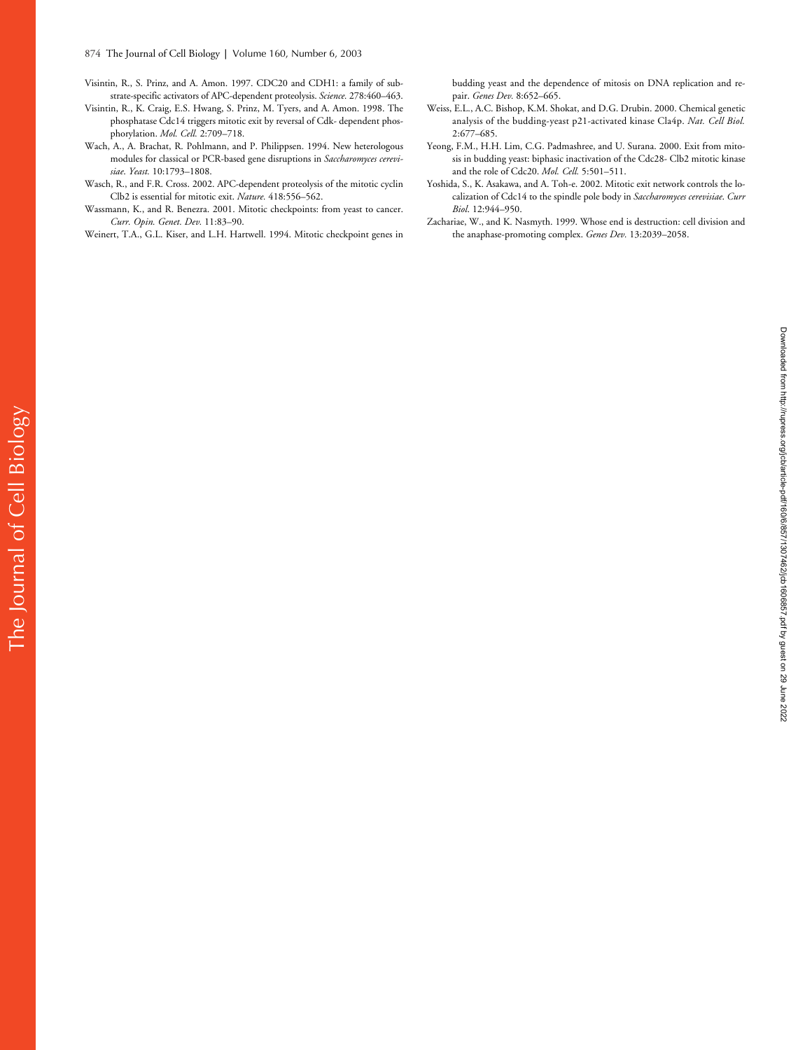Visintin, R., S. Prinz, and A. Amon. 1997. CDC20 and CDH1: a family of substrate-specific activators of APC-dependent proteolysis. *Science.* 278:460–463.

Visintin, R., K. Craig, E.S. Hwang, S. Prinz, M. Tyers, and A. Amon. 1998. The phosphatase Cdc14 triggers mitotic exit by reversal of Cdk- dependent phosphorylation. *Mol. Cell.* 2:709–718.

Wach, A., A. Brachat, R. Pohlmann, and P. Philippsen. 1994. New heterologous modules for classical or PCR-based gene disruptions in *Saccharomyces cerevisiae*. *Yeast.* 10:1793–1808.

Wasch, R., and F.R. Cross. 2002. APC-dependent proteolysis of the mitotic cyclin Clb2 is essential for mitotic exit. *Nature.* 418:556–562.

Wassmann, K., and R. Benezra. 2001. Mitotic checkpoints: from yeast to cancer. *Curr. Opin. Genet. Dev.* 11:83–90.

Weinert, T.A., G.L. Kiser, and L.H. Hartwell. 1994. Mitotic checkpoint genes in budding yeast and the dependence of mitosis on DNA replication and repair. *Genes Dev.* 8:652–665.

Weiss, E.L., A.C. Bishop, K.M. Shokat, and D.G. Drubin. 2000. Chemical genetic analysis of the budding-yeast p21-activated kinase Cla4p. *Nat. Cell Biol.* 2:677–685.

Yeong, F.M., H.H. Lim, C.G. Padmashree, and U. Surana. 2000. Exit from mitosis in budding yeast: biphasic inactivation of the Cdc28- Clb2 mitotic kinase and the role of Cdc20. *Mol. Cell.* 5:501–511.

Yoshida, S., K. Asakawa, and A. Toh-e. 2002. Mitotic exit network controls the localization of Cdc14 to the spindle pole body in *Saccharomyces cerevisiae*. *Curr Biol*. 12:944–950.

Zachariae, W., and K. Nasmyth. 1999. Whose end is destruction: cell division and the anaphase-promoting complex. *Genes Dev.* 13:2039–2058.